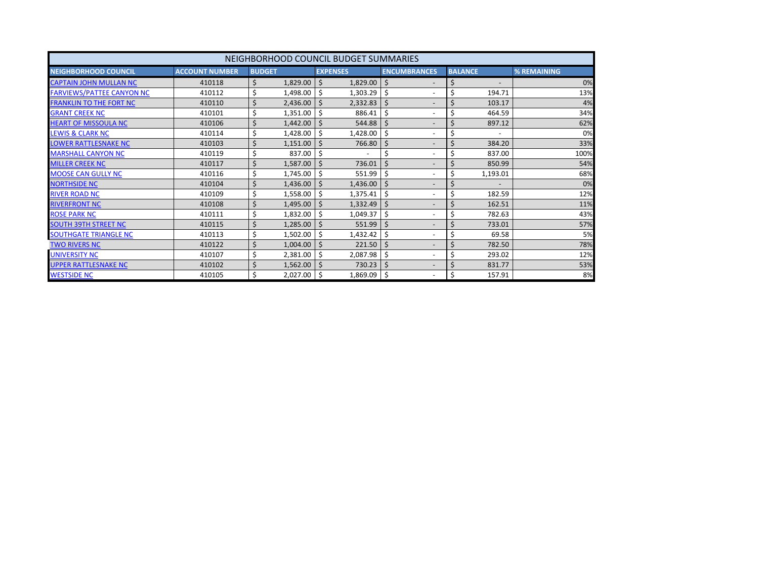| NEIGHBORHOOD COUNCIL BUDGET SUMMARIES | | | | | | |
|---|---|---|---|---|---|---|
| NEIGHBORHOOD COUNCIL | ACCOUNT NUMBER | BUDGET | EXPENSES | ENCUMBRANCES | BALANCE | % REMAINING |
| CAPTAIN JOHN MULLAN NC | 410118 | $ 1,829.00 | $ 1,829.00 | $ - | $ - | 0% |
| FARVIEWS/PATTEE CANYON NC | 410112 | $ 1,498.00 | $ 1,303.29 | $ - | $ 194.71 | 13% |
| FRANKLIN TO THE FORT NC | 410110 | $ 2,436.00 | $ 2,332.83 | $ - | $ 103.17 | 4% |
| GRANT CREEK NC | 410101 | $ 1,351.00 | $ 886.41 | $ - | $ 464.59 | 34% |
| HEART OF MISSOULA NC | 410106 | $ 1,442.00 | $ 544.88 | $ - | $ 897.12 | 62% |
| LEWIS & CLARK NC | 410114 | $ 1,428.00 | $ 1,428.00 | $ - | $ - | 0% |
| LOWER RATTLESNAKE NC | 410103 | $ 1,151.00 | $ 766.80 | $ - | $ 384.20 | 33% |
| MARSHALL CANYON NC | 410119 | $ 837.00 | $ - | $ - | $ 837.00 | 100% |
| MILLER CREEK NC | 410117 | $ 1,587.00 | $ 736.01 | $ - | $ 850.99 | 54% |
| MOOSE CAN GULLY NC | 410116 | $ 1,745.00 | $ 551.99 | $ - | $ 1,193.01 | 68% |
| NORTHSIDE NC | 410104 | $ 1,436.00 | $ 1,436.00 | $ - | $ - | 0% |
| RIVER ROAD NC | 410109 | $ 1,558.00 | $ 1,375.41 | $ - | $ 182.59 | 12% |
| RIVERFRONT NC | 410108 | $ 1,495.00 | $ 1,332.49 | $ - | $ 162.51 | 11% |
| ROSE PARK NC | 410111 | $ 1,832.00 | $ 1,049.37 | $ - | $ 782.63 | 43% |
| SOUTH 39TH STREET NC | 410115 | $ 1,285.00 | $ 551.99 | $ - | $ 733.01 | 57% |
| SOUTHGATE TRIANGLE NC | 410113 | $ 1,502.00 | $ 1,432.42 | $ - | $ 69.58 | 5% |
| TWO RIVERS NC | 410122 | $ 1,004.00 | $ 221.50 | $ - | $ 782.50 | 78% |
| UNIVERSITY NC | 410107 | $ 2,381.00 | $ 2,087.98 | $ - | $ 293.02 | 12% |
| UPPER RATTLESNAKE NC | 410102 | $ 1,562.00 | $ 730.23 | $ - | $ 831.77 | 53% |
| WESTSIDE NC | 410105 | $ 2,027.00 | $ 1,869.09 | $ - | $ 157.91 | 8% |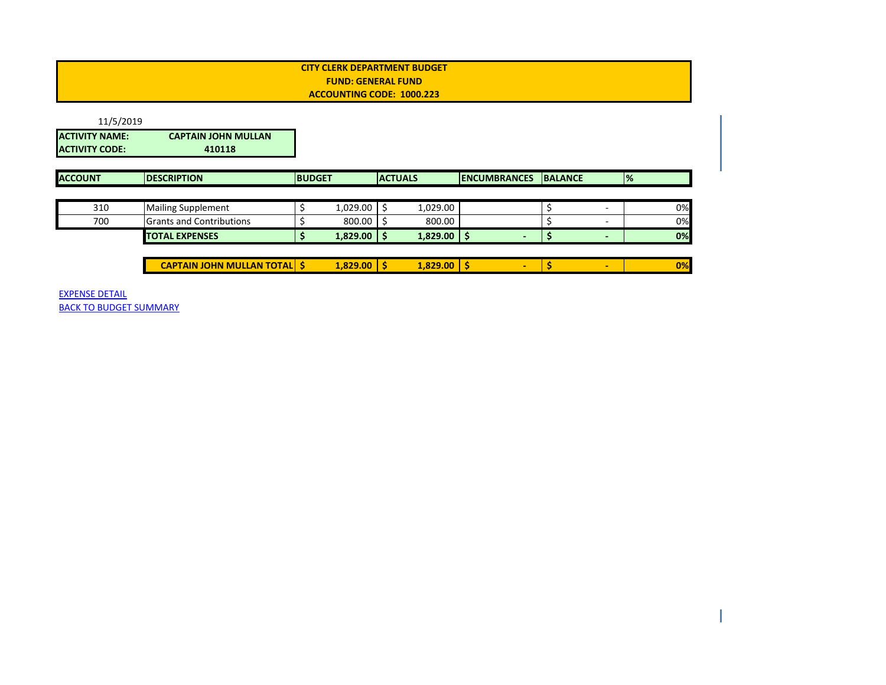**CITY CLERK DEPARTMENT BUDGET**
**FUND: GENERAL FUND**
**ACCOUNTING CODE: 1000.223**

11/5/2019

| ACTIVITY NAME: | CAPTAIN JOHN MULLAN |
|---|---|
| ACTIVITY CODE: | 410118 |

| ACCOUNT | DESCRIPTION | BUDGET | ACTUALS | ENCUMBRANCES | BALANCE | % |
|---|---|---|---|---|---|---|
| 310 | Mailing Supplement | $ 1,029.00 | $ 1,029.00 | | $ - | 0% |
| 700 | Grants and Contributions | $ 800.00 | $ 800.00 | | $ - | 0% |
| | **TOTAL EXPENSES** | **$ 1,829.00** | **$ 1,829.00** | **$ -** | **$ -** | **0%** |
| | **CAPTAIN JOHN MULLAN TOTAL** | **$ 1,829.00** | **$ 1,829.00** | **$ -** | **$ -** | **0%** |

EXPENSE DETAIL

BACK TO BUDGET SUMMARY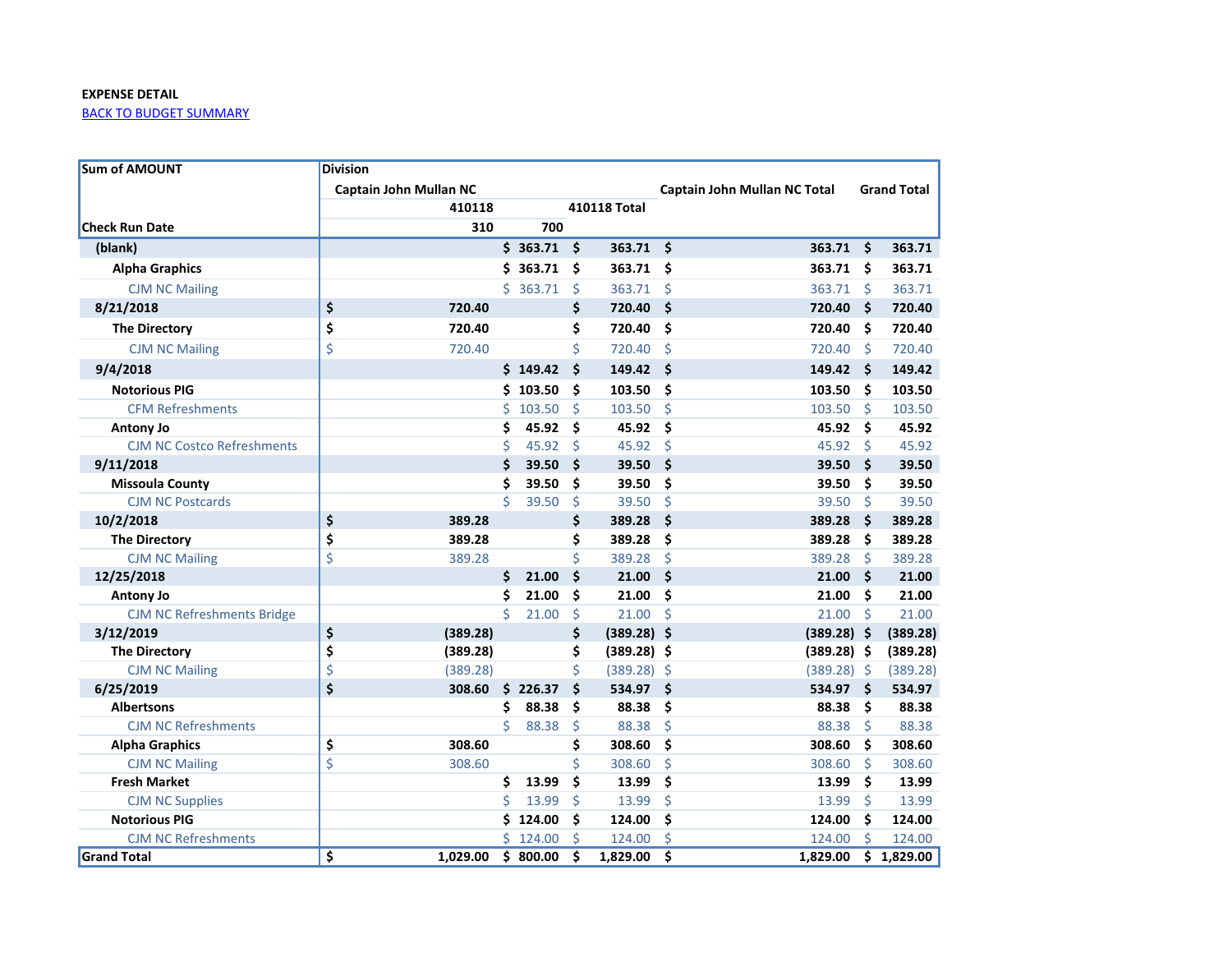**EXPENSE DETAIL**

BACK TO BUDGET SUMMARY

| Sum of AMOUNT | Division | | | | |
|---|---|---|---|---|---|
| | Captain John Mullan NC | | | Captain John Mullan NC Total | Grand Total |
| | 410118 | | 410118 Total | | |
| Check Run Date | 310 | 700 | | | |
| **(blank)** | | $ 363.71 | $ 363.71 | $ 363.71 | $ 363.71 |
| **Alpha Graphics** | | $ 363.71 | $ 363.71 | $ 363.71 | $ 363.71 |
| CJM NC Mailing | | $ 363.71 | $ 363.71 | $ 363.71 | $ 363.71 |
| **8/21/2018** | $ 720.40 | | $ 720.40 | $ 720.40 | $ 720.40 |
| **The Directory** | $ 720.40 | | $ 720.40 | $ 720.40 | $ 720.40 |
| CJM NC Mailing | $ 720.40 | | $ 720.40 | $ 720.40 | $ 720.40 |
| **9/4/2018** | | $ 149.42 | $ 149.42 | $ 149.42 | $ 149.42 |
| **Notorious PIG** | | $ 103.50 | $ 103.50 | $ 103.50 | $ 103.50 |
| CFM Refreshments | | $ 103.50 | $ 103.50 | $ 103.50 | $ 103.50 |
| **Antony Jo** | | $ 45.92 | $ 45.92 | $ 45.92 | $ 45.92 |
| CJM NC Costco Refreshments | | $ 45.92 | $ 45.92 | $ 45.92 | $ 45.92 |
| **9/11/2018** | | $ 39.50 | $ 39.50 | $ 39.50 | $ 39.50 |
| **Missoula County** | | $ 39.50 | $ 39.50 | $ 39.50 | $ 39.50 |
| CJM NC Postcards | | $ 39.50 | $ 39.50 | $ 39.50 | $ 39.50 |
| **10/2/2018** | $ 389.28 | | $ 389.28 | $ 389.28 | $ 389.28 |
| **The Directory** | $ 389.28 | | $ 389.28 | $ 389.28 | $ 389.28 |
| CJM NC Mailing | $ 389.28 | | $ 389.28 | $ 389.28 | $ 389.28 |
| **12/25/2018** | | $ 21.00 | $ 21.00 | $ 21.00 | $ 21.00 |
| **Antony Jo** | | $ 21.00 | $ 21.00 | $ 21.00 | $ 21.00 |
| CJM NC Refreshments Bridge | | $ 21.00 | $ 21.00 | $ 21.00 | $ 21.00 |
| **3/12/2019** | $ (389.28) | | $ (389.28) | $ (389.28) | $ (389.28) |
| **The Directory** | $ (389.28) | | $ (389.28) | $ (389.28) | $ (389.28) |
| CJM NC Mailing | $ (389.28) | | $ (389.28) | $ (389.28) | $ (389.28) |
| **6/25/2019** | $ 308.60 | $ 226.37 | $ 534.97 | $ 534.97 | $ 534.97 |
| **Albertsons** | | $ 88.38 | $ 88.38 | $ 88.38 | $ 88.38 |
| CJM NC Refreshments | | $ 88.38 | $ 88.38 | $ 88.38 | $ 88.38 |
| **Alpha Graphics** | $ 308.60 | | $ 308.60 | $ 308.60 | $ 308.60 |
| CJM NC Mailing | $ 308.60 | | $ 308.60 | $ 308.60 | $ 308.60 |
| **Fresh Market** | | $ 13.99 | $ 13.99 | $ 13.99 | $ 13.99 |
| CJM NC Supplies | | $ 13.99 | $ 13.99 | $ 13.99 | $ 13.99 |
| **Notorious PIG** | | $ 124.00 | $ 124.00 | $ 124.00 | $ 124.00 |
| CJM NC Refreshments | | $ 124.00 | $ 124.00 | $ 124.00 | $ 124.00 |
| **Grand Total** | $ 1,029.00 | $ 800.00 | $ 1,829.00 | $ 1,829.00 | $ 1,829.00 |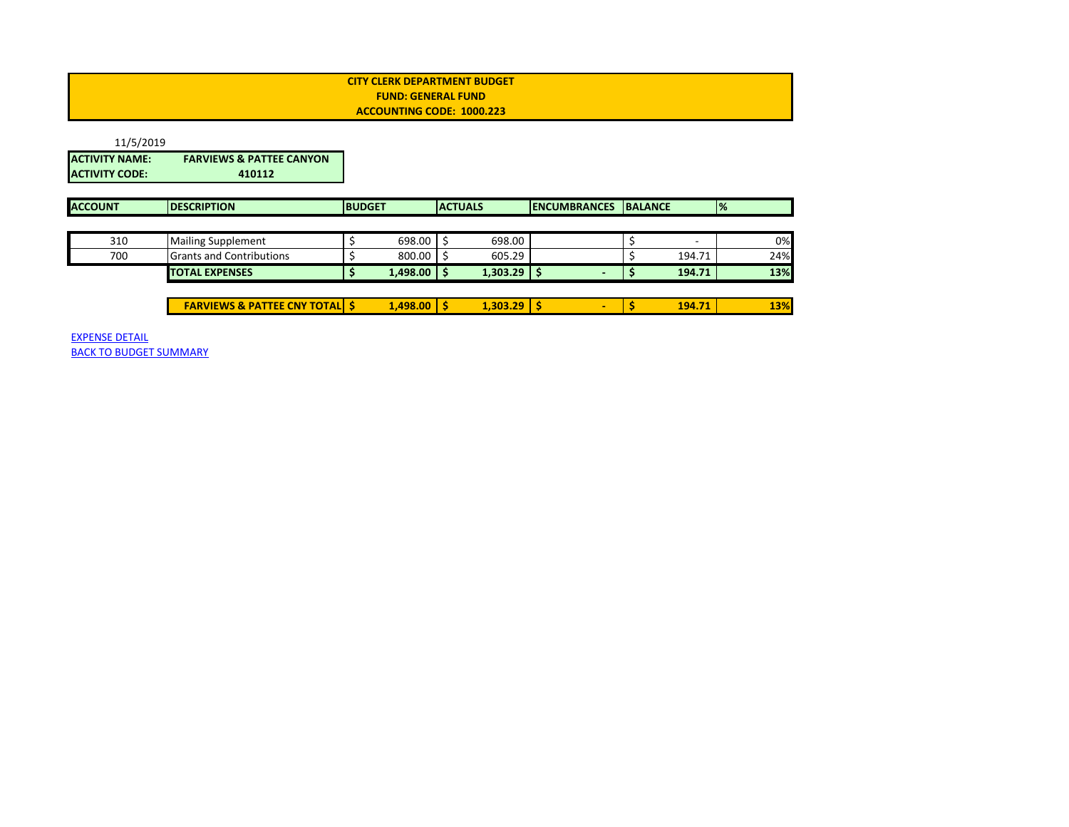**CITY CLERK DEPARTMENT BUDGET**
**FUND: GENERAL FUND**
**ACCOUNTING CODE: 1000.223**

11/5/2019

| | |
|---|---|
| **ACTIVITY NAME:** | **FARVIEWS & PATTEE CANYON** |
| **ACTIVITY CODE:** | **410112** |

| ACCOUNT | DESCRIPTION | BUDGET | ACTUALS | ENCUMBRANCES | BALANCE | % |
|---|---|---|---|---|---|---|
| 310 | Mailing Supplement | $ 698.00 | $ 698.00 | | $ - | 0% |
| 700 | Grants and Contributions | $ 800.00 | $ 605.29 | | $ 194.71 | 24% |
| | **TOTAL EXPENSES** | **$ 1,498.00** | **$ 1,303.29** | **$ -** | **$ 194.71** | **13%** |
| | **FARVIEWS & PATTEE CNY TOTAL** | **$ 1,498.00** | **$ 1,303.29** | **$ -** | **$ 194.71** | **13%** |

EXPENSE DETAIL
BACK TO BUDGET SUMMARY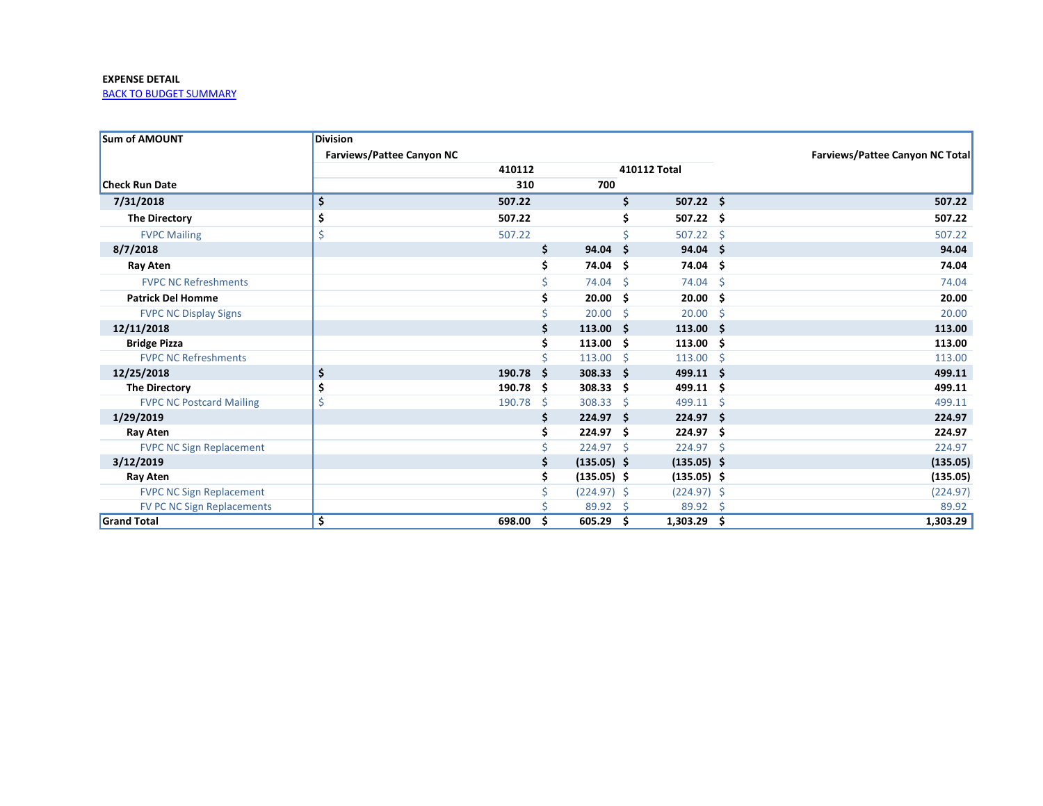**EXPENSE DETAIL**

BACK TO BUDGET SUMMARY

| Sum of AMOUNT | Division | | | |
|---|---|---|---|---|
| | Farviews/Pattee Canyon NC | | | Farviews/Pattee Canyon NC Total |
| | 410112 | | 410112 Total | |
| Check Run Date | 310 | 700 | | |
| **7/31/2018** | $ 507.22 | | $ 507.22 | $ 507.22 |
| **The Directory** | $ 507.22 | | $ 507.22 | $ 507.22 |
| FVPC Mailing | $ 507.22 | | $ 507.22 | $ 507.22 |
| **8/7/2018** | | $ 94.04 | $ 94.04 | $ 94.04 |
| **Ray Aten** | | $ 74.04 | $ 74.04 | $ 74.04 |
| FVPC NC Refreshments | | $ 74.04 | $ 74.04 | $ 74.04 |
| **Patrick Del Homme** | | $ 20.00 | $ 20.00 | $ 20.00 |
| FVPC NC Display Signs | | $ 20.00 | $ 20.00 | $ 20.00 |
| **12/11/2018** | | $ 113.00 | $ 113.00 | $ 113.00 |
| **Bridge Pizza** | | $ 113.00 | $ 113.00 | $ 113.00 |
| FVPC NC Refreshments | | $ 113.00 | $ 113.00 | $ 113.00 |
| **12/25/2018** | $ 190.78 | $ 308.33 | $ 499.11 | $ 499.11 |
| **The Directory** | $ 190.78 | $ 308.33 | $ 499.11 | $ 499.11 |
| FVPC NC Postcard Mailing | $ 190.78 | $ 308.33 | $ 499.11 | $ 499.11 |
| **1/29/2019** | | $ 224.97 | $ 224.97 | $ 224.97 |
| **Ray Aten** | | $ 224.97 | $ 224.97 | $ 224.97 |
| FVPC NC Sign Replacement | | $ 224.97 | $ 224.97 | $ 224.97 |
| **3/12/2019** | | $ (135.05) | $ (135.05) | $ (135.05) |
| **Ray Aten** | | $ (135.05) | $ (135.05) | $ (135.05) |
| FVPC NC Sign Replacement | | $ (224.97) | $ (224.97) | $ (224.97) |
| FV PC NC Sign Replacements | | $ 89.92 | $ 89.92 | $ 89.92 |
| **Grand Total** | $ 698.00 | $ 605.29 | $ 1,303.29 | $ 1,303.29 |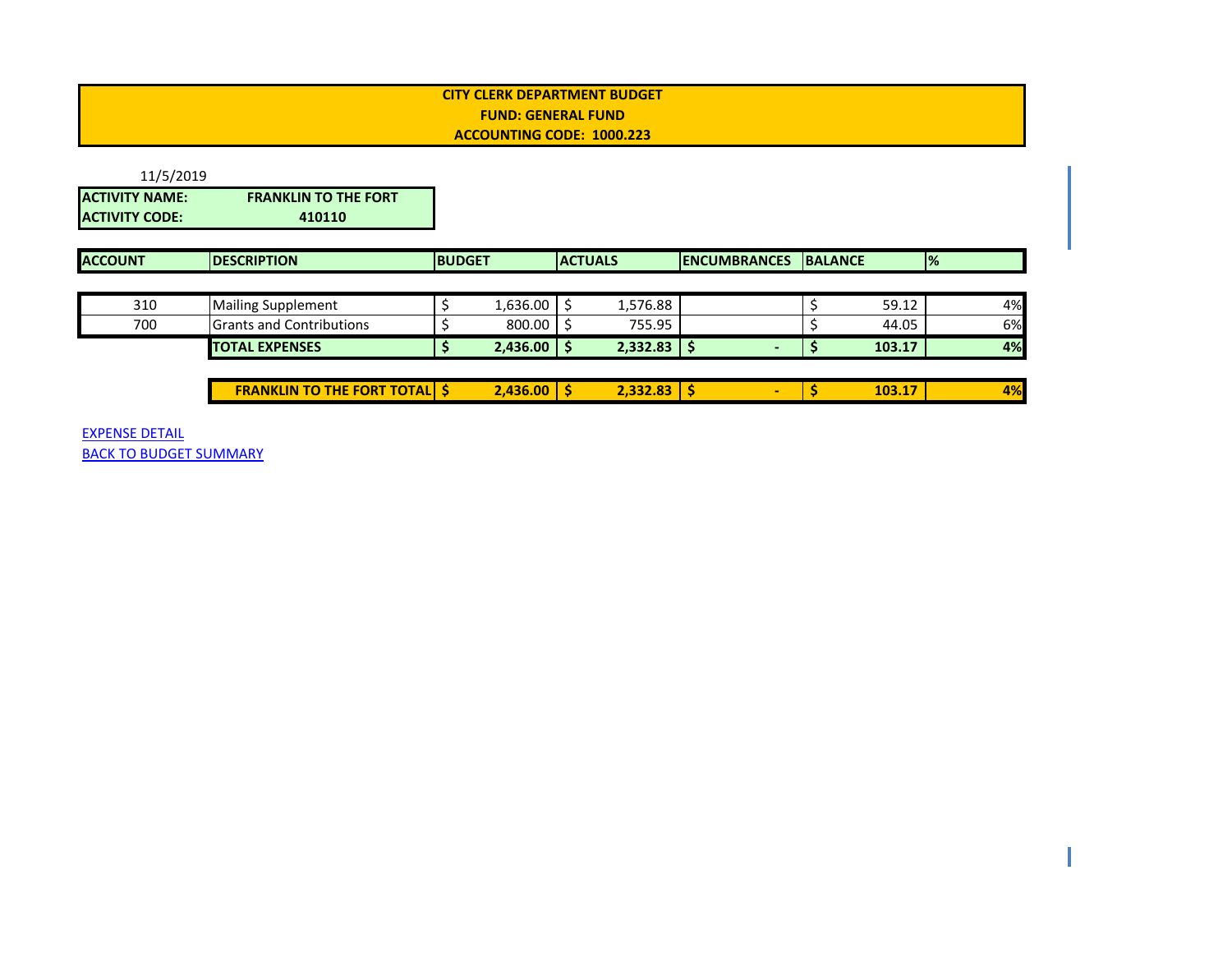**CITY CLERK DEPARTMENT BUDGET**
**FUND: GENERAL FUND**
**ACCOUNTING CODE: 1000.223**

11/5/2019

| **ACTIVITY NAME:** | **FRANKLIN TO THE FORT** |
|---|---|
| **ACTIVITY CODE:** | **410110** |

| ACCOUNT | DESCRIPTION | BUDGET | ACTUALS | ENCUMBRANCES | BALANCE | % |
|---|---|---|---|---|---|---|
| 310 | Mailing Supplement | $ 1,636.00 | $ 1,576.88 | | $ 59.12 | 4% |
| 700 | Grants and Contributions | $ 800.00 | $ 755.95 | | $ 44.05 | 6% |
| | **TOTAL EXPENSES** | **$ 2,436.00** | **$ 2,332.83** | **$ -** | **$ 103.17** | **4%** |
| | **FRANKLIN TO THE FORT TOTAL** | **$ 2,436.00** | **$ 2,332.83** | **$ -** | **$ 103.17** | **4%** |

EXPENSE DETAIL
BACK TO BUDGET SUMMARY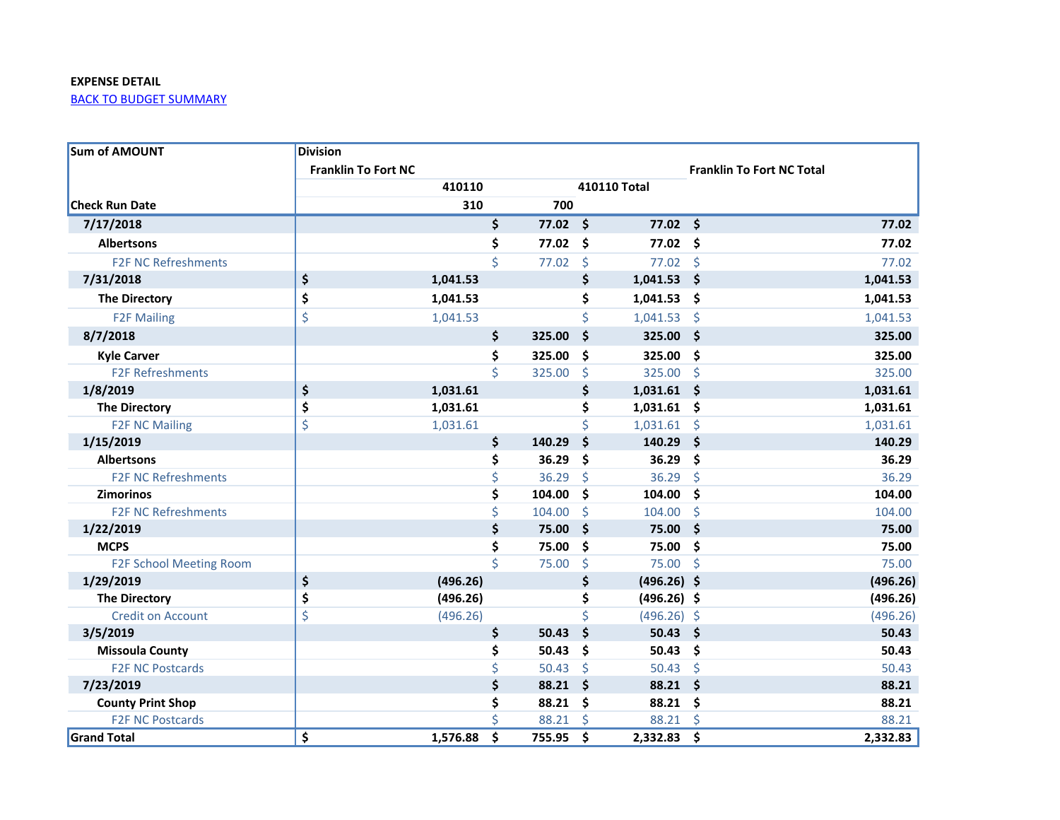**EXPENSE DETAIL**

BACK TO BUDGET SUMMARY

| Sum of AMOUNT | Division | | | |
|---|---|---|---|---|
| | Franklin To Fort NC | | | Franklin To Fort NC Total |
| | 410110 | | 410110 Total | |
| Check Run Date | 310 | 700 | | |
| **7/17/2018** | | $ 77.02 | $ 77.02 | $ 77.02 |
| **Albertsons** | | $ 77.02 | $ 77.02 | $ 77.02 |
| F2F NC Refreshments | | $ 77.02 | $ 77.02 | $ 77.02 |
| **7/31/2018** | $ 1,041.53 | | $ 1,041.53 | $ 1,041.53 |
| **The Directory** | $ 1,041.53 | | $ 1,041.53 | $ 1,041.53 |
| F2F Mailing | $ 1,041.53 | | $ 1,041.53 | $ 1,041.53 |
| **8/7/2018** | | $ 325.00 | $ 325.00 | $ 325.00 |
| **Kyle Carver** | | $ 325.00 | $ 325.00 | $ 325.00 |
| F2F Refreshments | | $ 325.00 | $ 325.00 | $ 325.00 |
| **1/8/2019** | $ 1,031.61 | | $ 1,031.61 | $ 1,031.61 |
| **The Directory** | $ 1,031.61 | | $ 1,031.61 | $ 1,031.61 |
| F2F NC Mailing | $ 1,031.61 | | $ 1,031.61 | $ 1,031.61 |
| **1/15/2019** | | $ 140.29 | $ 140.29 | $ 140.29 |
| **Albertsons** | | $ 36.29 | $ 36.29 | $ 36.29 |
| F2F NC Refreshments | | $ 36.29 | $ 36.29 | $ 36.29 |
| **Zimorinos** | | $ 104.00 | $ 104.00 | $ 104.00 |
| F2F NC Refreshments | | $ 104.00 | $ 104.00 | $ 104.00 |
| **1/22/2019** | | $ 75.00 | $ 75.00 | $ 75.00 |
| **MCPS** | | $ 75.00 | $ 75.00 | $ 75.00 |
| F2F School Meeting Room | | $ 75.00 | $ 75.00 | $ 75.00 |
| **1/29/2019** | $ (496.26) | | $ (496.26) | $ (496.26) |
| **The Directory** | $ (496.26) | | $ (496.26) | $ (496.26) |
| Credit on Account | $ (496.26) | | $ (496.26) | $ (496.26) |
| **3/5/2019** | | $ 50.43 | $ 50.43 | $ 50.43 |
| **Missoula County** | | $ 50.43 | $ 50.43 | $ 50.43 |
| F2F NC Postcards | | $ 50.43 | $ 50.43 | $ 50.43 |
| **7/23/2019** | | $ 88.21 | $ 88.21 | $ 88.21 |
| **County Print Shop** | | $ 88.21 | $ 88.21 | $ 88.21 |
| F2F NC Postcards | | $ 88.21 | $ 88.21 | $ 88.21 |
| **Grand Total** | $ 1,576.88 | $ 755.95 | $ 2,332.83 | $ 2,332.83 |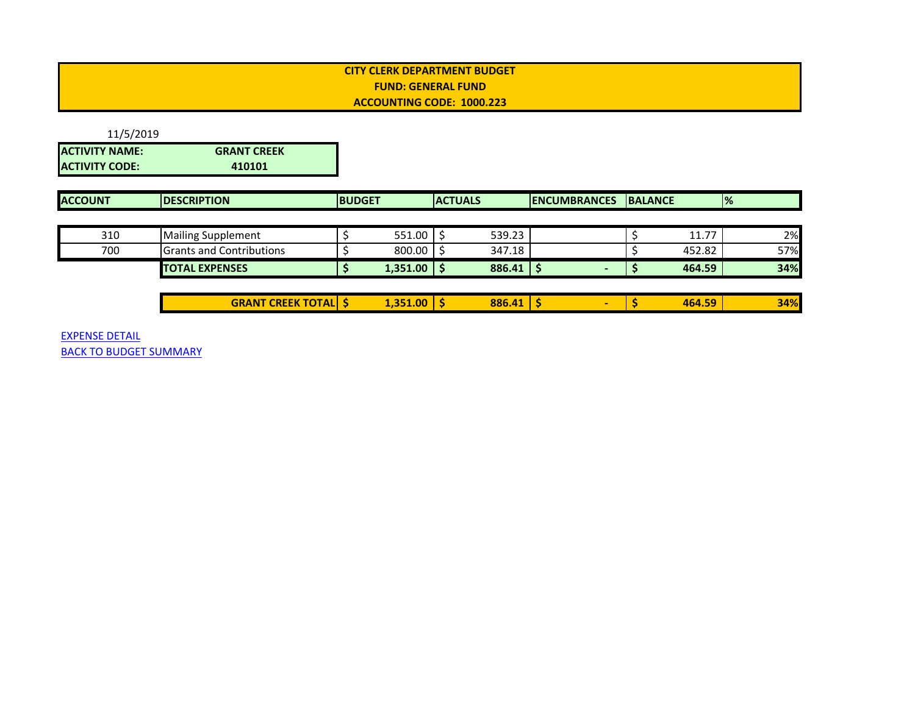**CITY CLERK DEPARTMENT BUDGET**
**FUND: GENERAL FUND**
**ACCOUNTING CODE: 1000.223**

11/5/2019

| | |
|---|---|
| **ACTIVITY NAME:** | **GRANT CREEK** |
| **ACTIVITY CODE:** | **410101** |

| ACCOUNT | DESCRIPTION | BUDGET | ACTUALS | ENCUMBRANCES | BALANCE | % |
|---|---|---|---|---|---|---|
| 310 | Mailing Supplement | $ 551.00 | $ 539.23 | | $ 11.77 | 2% |
| 700 | Grants and Contributions | $ 800.00 | $ 347.18 | | $ 452.82 | 57% |
| | **TOTAL EXPENSES** | **$ 1,351.00** | **$ 886.41** | **$ -** | **$ 464.59** | **34%** |
| | **GRANT CREEK TOTAL** | **$ 1,351.00** | **$ 886.41** | **$ -** | **$ 464.59** | **34%** |

EXPENSE DETAIL
BACK TO BUDGET SUMMARY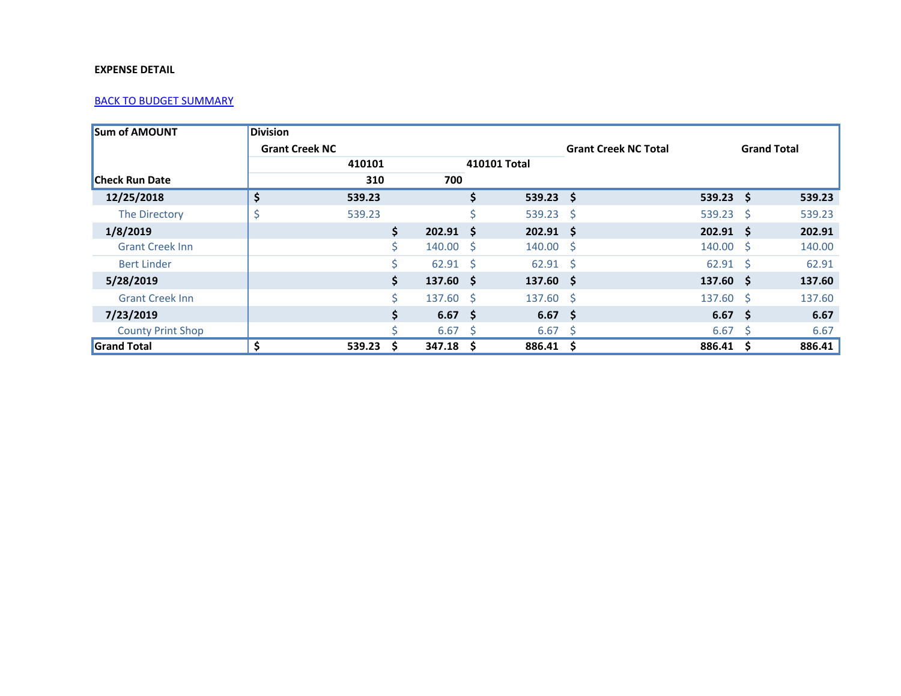**EXPENSE DETAIL**

BACK TO BUDGET SUMMARY

| Sum of AMOUNT | Division | | | | |
|---|---|---|---|---|---|
| | Grant Creek NC | | | Grant Creek NC Total | Grand Total |
| | 410101 | | 410101 Total | | |
| Check Run Date | 310 | 700 | | | |
| **12/25/2018** | **$ 539.23** | | **$ 539.23** | **$ 539.23** | **$ 539.23** |
| The Directory | $ 539.23 | | $ 539.23 | $ 539.23 | $ 539.23 |
| **1/8/2019** | | **$ 202.91** | **$ 202.91** | **$ 202.91** | **$ 202.91** |
| Grant Creek Inn | | $ 140.00 | $ 140.00 | $ 140.00 | $ 140.00 |
| Bert Linder | | $ 62.91 | $ 62.91 | $ 62.91 | $ 62.91 |
| **5/28/2019** | | **$ 137.60** | **$ 137.60** | **$ 137.60** | **$ 137.60** |
| Grant Creek Inn | | $ 137.60 | $ 137.60 | $ 137.60 | $ 137.60 |
| **7/23/2019** | | **$ 6.67** | **$ 6.67** | **$ 6.67** | **$ 6.67** |
| County Print Shop | | $ 6.67 | $ 6.67 | $ 6.67 | $ 6.67 |
| **Grand Total** | **$ 539.23** | **$ 347.18** | **$ 886.41** | **$ 886.41** | **$ 886.41** |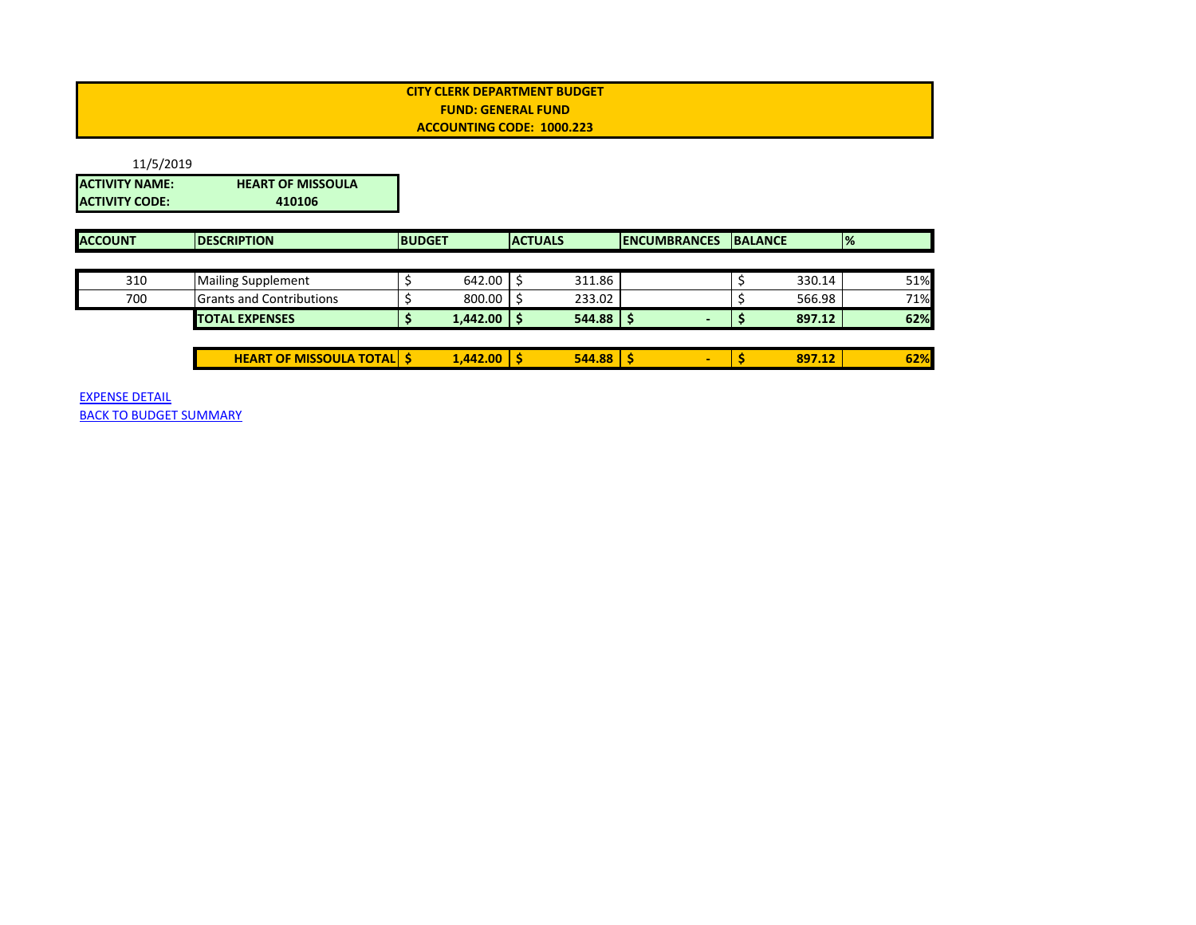**CITY CLERK DEPARTMENT BUDGET**
**FUND: GENERAL FUND**
**ACCOUNTING CODE: 1000.223**

11/5/2019

| **ACTIVITY NAME:** | **HEART OF MISSOULA** |
|---|---|
| **ACTIVITY CODE:** | **410106** |

| ACCOUNT | DESCRIPTION | BUDGET | ACTUALS | ENCUMBRANCES | BALANCE | % |
|---|---|---|---|---|---|---|
| 310 | Mailing Supplement | $ 642.00 | $ 311.86 | | $ 330.14 | 51% |
| 700 | Grants and Contributions | $ 800.00 | $ 233.02 | | $ 566.98 | 71% |
| | **TOTAL EXPENSES** | **$ 1,442.00** | **$ 544.88** | **$ -** | **$ 897.12** | **62%** |
| | **HEART OF MISSOULA TOTAL** | **$ 1,442.00** | **$ 544.88** | **$ -** | **$ 897.12** | **62%** |

EXPENSE DETAIL

BACK TO BUDGET SUMMARY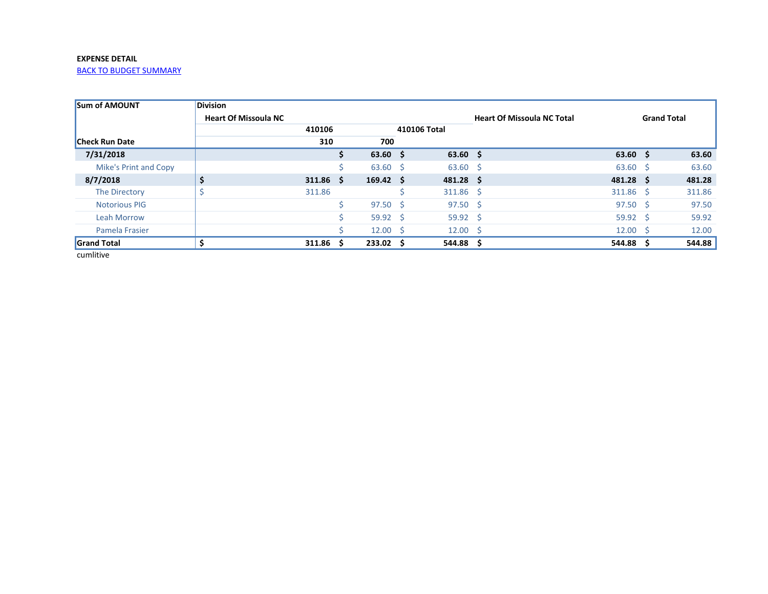**EXPENSE DETAIL**

BACK TO BUDGET SUMMARY

| Sum of AMOUNT | Division | | | | |
|---|---|---|---|---|---|
| | Heart Of Missoula NC | | | Heart Of Missoula NC Total | Grand Total |
| | 410106 | | 410106 Total | | |
| Check Run Date | 310 | 700 | | | |
| **7/31/2018** | | **$ 63.60** | **$ 63.60** | **$ 63.60** | **$ 63.60** |
| Mike's Print and Copy | | $ 63.60 | $ 63.60 | $ 63.60 | $ 63.60 |
| **8/7/2018** | **$ 311.86** | **$ 169.42** | **$ 481.28** | **$ 481.28** | **$ 481.28** |
| The Directory | $ 311.86 | | $ 311.86 | $ 311.86 | $ 311.86 |
| Notorious PIG | | $ 97.50 | $ 97.50 | $ 97.50 | $ 97.50 |
| Leah Morrow | | $ 59.92 | $ 59.92 | $ 59.92 | $ 59.92 |
| Pamela Frasier | | $ 12.00 | $ 12.00 | $ 12.00 | $ 12.00 |
| **Grand Total** | **$ 311.86** | **$ 233.02** | **$ 544.88** | **$ 544.88** | **$ 544.88** |

cumlitive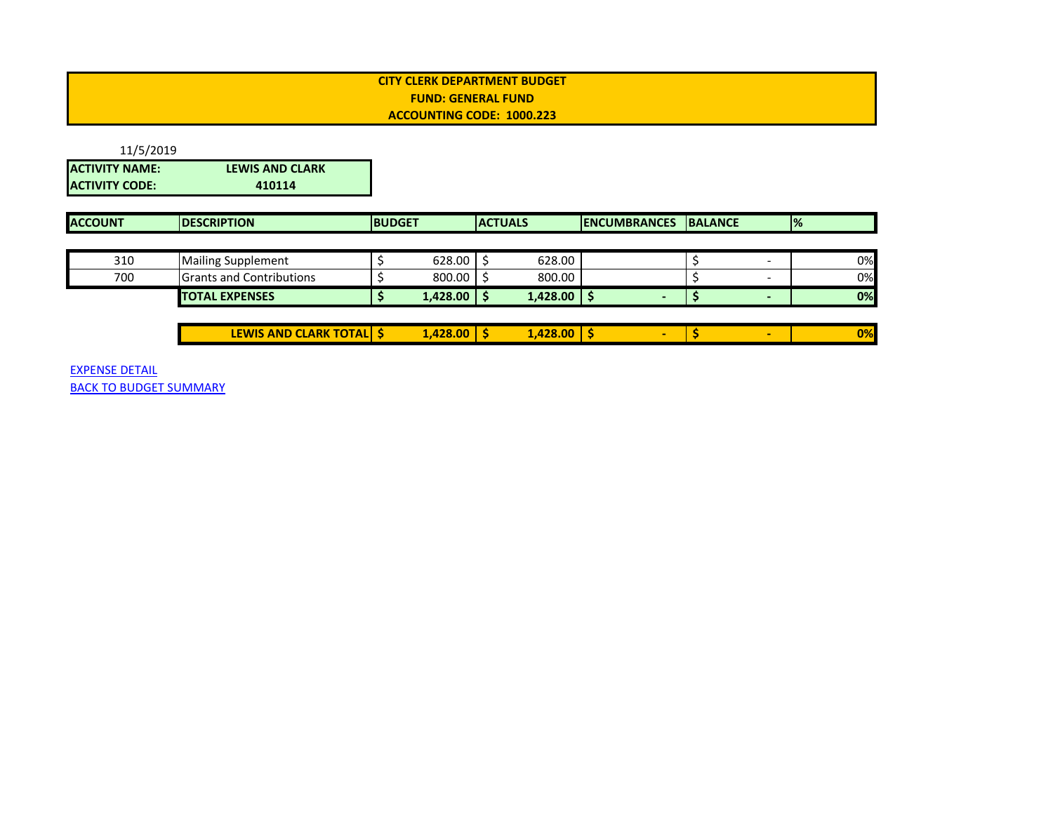**CITY CLERK DEPARTMENT BUDGET**
**FUND: GENERAL FUND**
**ACCOUNTING CODE: 1000.223**

11/5/2019

| | |
|---|---|
| **ACTIVITY NAME:** | **LEWIS AND CLARK** |
| **ACTIVITY CODE:** | **410114** |

| ACCOUNT | DESCRIPTION | BUDGET | ACTUALS | ENCUMBRANCES | BALANCE | % |
|---|---|---|---|---|---|---|
| 310 | Mailing Supplement | $ 628.00 | $ 628.00 | | $ - | 0% |
| 700 | Grants and Contributions | $ 800.00 | $ 800.00 | | $ - | 0% |
| | **TOTAL EXPENSES** | **$ 1,428.00** | **$ 1,428.00** | **$ -** | **$ -** | **0%** |
| | **LEWIS AND CLARK TOTAL** | **$ 1,428.00** | **$ 1,428.00** | **$ -** | **$ -** | **0%** |

EXPENSE DETAIL
BACK TO BUDGET SUMMARY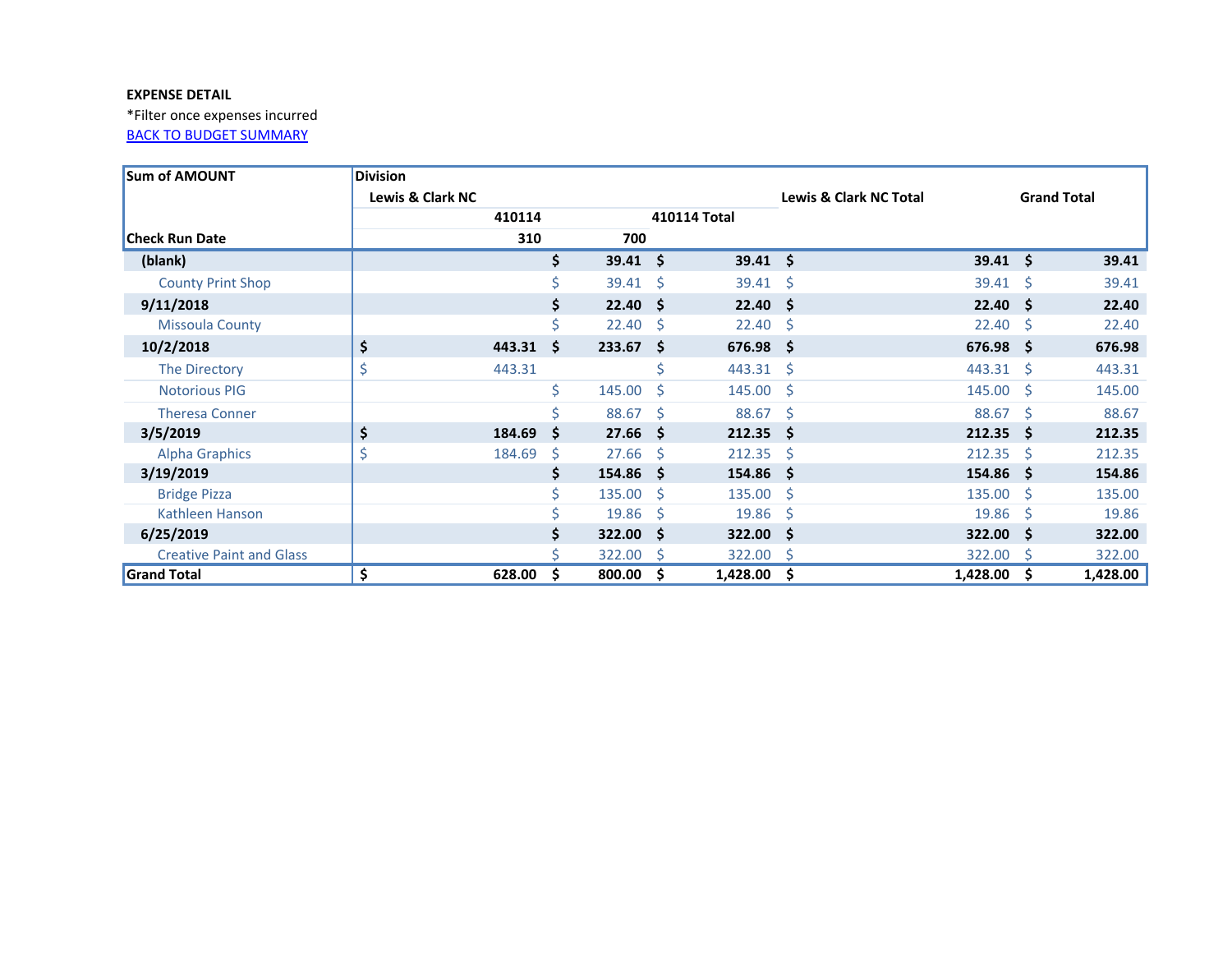**EXPENSE DETAIL**

*Filter once expenses incurred

BACK TO BUDGET SUMMARY

| Sum of AMOUNT | Division | | | | |
|---|---|---|---|---|---|
| | Lewis & Clark NC | | | Lewis & Clark NC Total | Grand Total |
| | 410114 | | 410114 Total | | |
| Check Run Date | 310 | 700 | | | |
| **(blank)** | | **$ 39.41** | **$ 39.41** | **$ 39.41** | **$ 39.41** |
| County Print Shop | | $ 39.41 | $ 39.41 | $ 39.41 | $ 39.41 |
| **9/11/2018** | | **$ 22.40** | **$ 22.40** | **$ 22.40** | **$ 22.40** |
| Missoula County | | $ 22.40 | $ 22.40 | $ 22.40 | $ 22.40 |
| **10/2/2018** | **$ 443.31** | **$ 233.67** | **$ 676.98** | **$ 676.98** | **$ 676.98** |
| The Directory | $ 443.31 | | $ 443.31 | $ 443.31 | $ 443.31 |
| Notorious PIG | | $ 145.00 | $ 145.00 | $ 145.00 | $ 145.00 |
| Theresa Conner | | $ 88.67 | $ 88.67 | $ 88.67 | $ 88.67 |
| **3/5/2019** | **$ 184.69** | **$ 27.66** | **$ 212.35** | **$ 212.35** | **$ 212.35** |
| Alpha Graphics | $ 184.69 | $ 27.66 | $ 212.35 | $ 212.35 | $ 212.35 |
| **3/19/2019** | | **$ 154.86** | **$ 154.86** | **$ 154.86** | **$ 154.86** |
| Bridge Pizza | | $ 135.00 | $ 135.00 | $ 135.00 | $ 135.00 |
| Kathleen Hanson | | $ 19.86 | $ 19.86 | $ 19.86 | $ 19.86 |
| **6/25/2019** | | **$ 322.00** | **$ 322.00** | **$ 322.00** | **$ 322.00** |
| Creative Paint and Glass | | $ 322.00 | $ 322.00 | $ 322.00 | $ 322.00 |
| **Grand Total** | **$ 628.00** | **$ 800.00** | **$ 1,428.00** | **$ 1,428.00** | **$ 1,428.00** |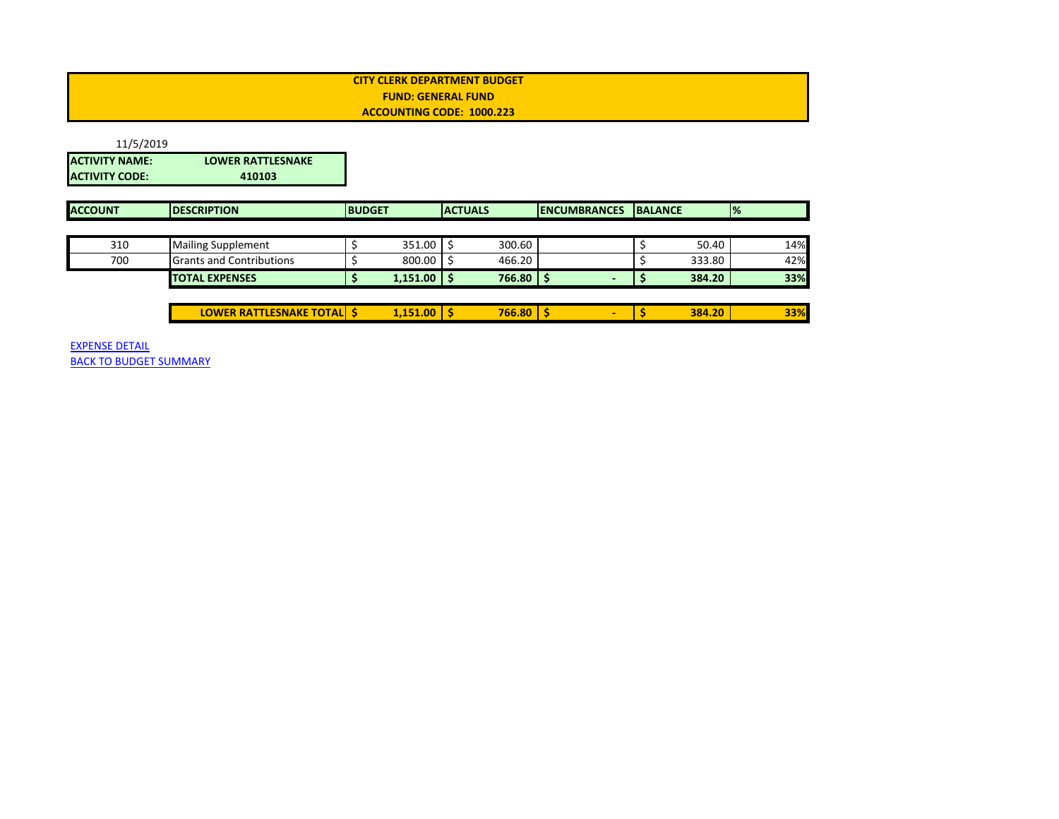**CITY CLERK DEPARTMENT BUDGET**
**FUND: GENERAL FUND**
**ACCOUNTING CODE: 1000.223**

11/5/2019

| | |
|---|---|
| **ACTIVITY NAME:** | **LOWER RATTLESNAKE** |
| **ACTIVITY CODE:** | **410103** |

| ACCOUNT | DESCRIPTION | BUDGET | ACTUALS | ENCUMBRANCES | BALANCE | % |
|---|---|---|---|---|---|---|
| 310 | Mailing Supplement | $ 351.00 | $ 300.60 | | $ 50.40 | 14% |
| 700 | Grants and Contributions | $ 800.00 | $ 466.20 | | $ 333.80 | 42% |
| | **TOTAL EXPENSES** | **$ 1,151.00** | **$ 766.80** | **$ -** | **$ 384.20** | **33%** |
| | **LOWER RATTLESNAKE TOTAL** | **$ 1,151.00** | **$ 766.80** | **$ -** | **$ 384.20** | **33%** |

EXPENSE DETAIL
BACK TO BUDGET SUMMARY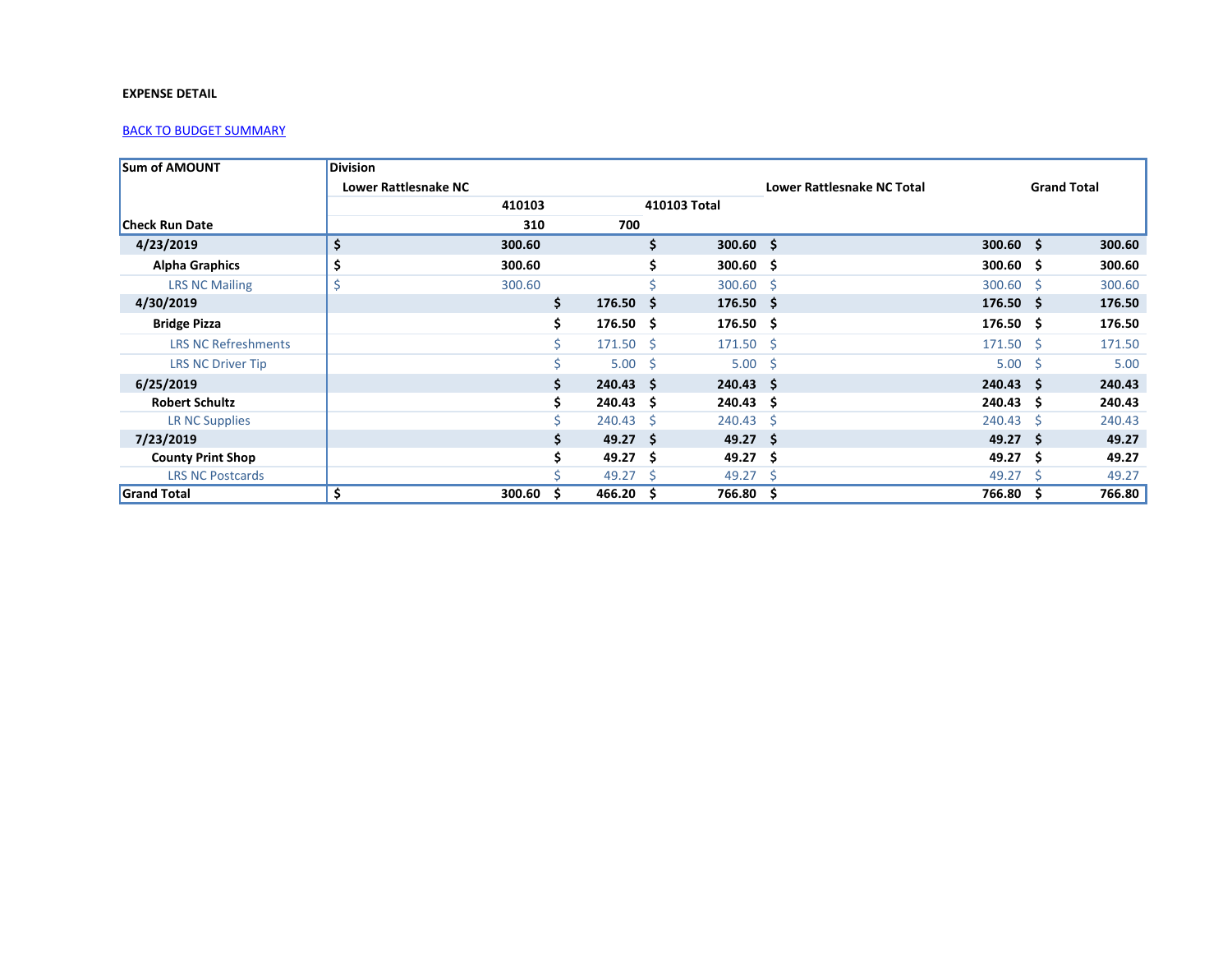**EXPENSE DETAIL**

BACK TO BUDGET SUMMARY

| Sum of AMOUNT | Division | | | | |
|---|---|---|---|---|---|
| | Lower Rattlesnake NC | | | Lower Rattlesnake NC Total | Grand Total |
| | 410103 | | 410103 Total | | |
| Check Run Date | 310 | 700 | | | |
| **4/23/2019** | $ 300.60 | | $ 300.60 | $ 300.60 | $ 300.60 |
| **Alpha Graphics** | $ 300.60 | | $ 300.60 | $ 300.60 | $ 300.60 |
| LRS NC Mailing | $ 300.60 | | $ 300.60 | $ 300.60 | $ 300.60 |
| **4/30/2019** | | $ 176.50 | $ 176.50 | $ 176.50 | $ 176.50 |
| **Bridge Pizza** | | $ 176.50 | $ 176.50 | $ 176.50 | $ 176.50 |
| LRS NC Refreshments | | $ 171.50 | $ 171.50 | $ 171.50 | $ 171.50 |
| LRS NC Driver Tip | | $ 5.00 | $ 5.00 | $ 5.00 | $ 5.00 |
| **6/25/2019** | | $ 240.43 | $ 240.43 | $ 240.43 | $ 240.43 |
| **Robert Schultz** | | $ 240.43 | $ 240.43 | $ 240.43 | $ 240.43 |
| LR NC Supplies | | $ 240.43 | $ 240.43 | $ 240.43 | $ 240.43 |
| **7/23/2019** | | $ 49.27 | $ 49.27 | $ 49.27 | $ 49.27 |
| **County Print Shop** | | $ 49.27 | $ 49.27 | $ 49.27 | $ 49.27 |
| LRS NC Postcards | | $ 49.27 | $ 49.27 | $ 49.27 | $ 49.27 |
| **Grand Total** | $ 300.60 | $ 466.20 | $ 766.80 | $ 766.80 | $ 766.80 |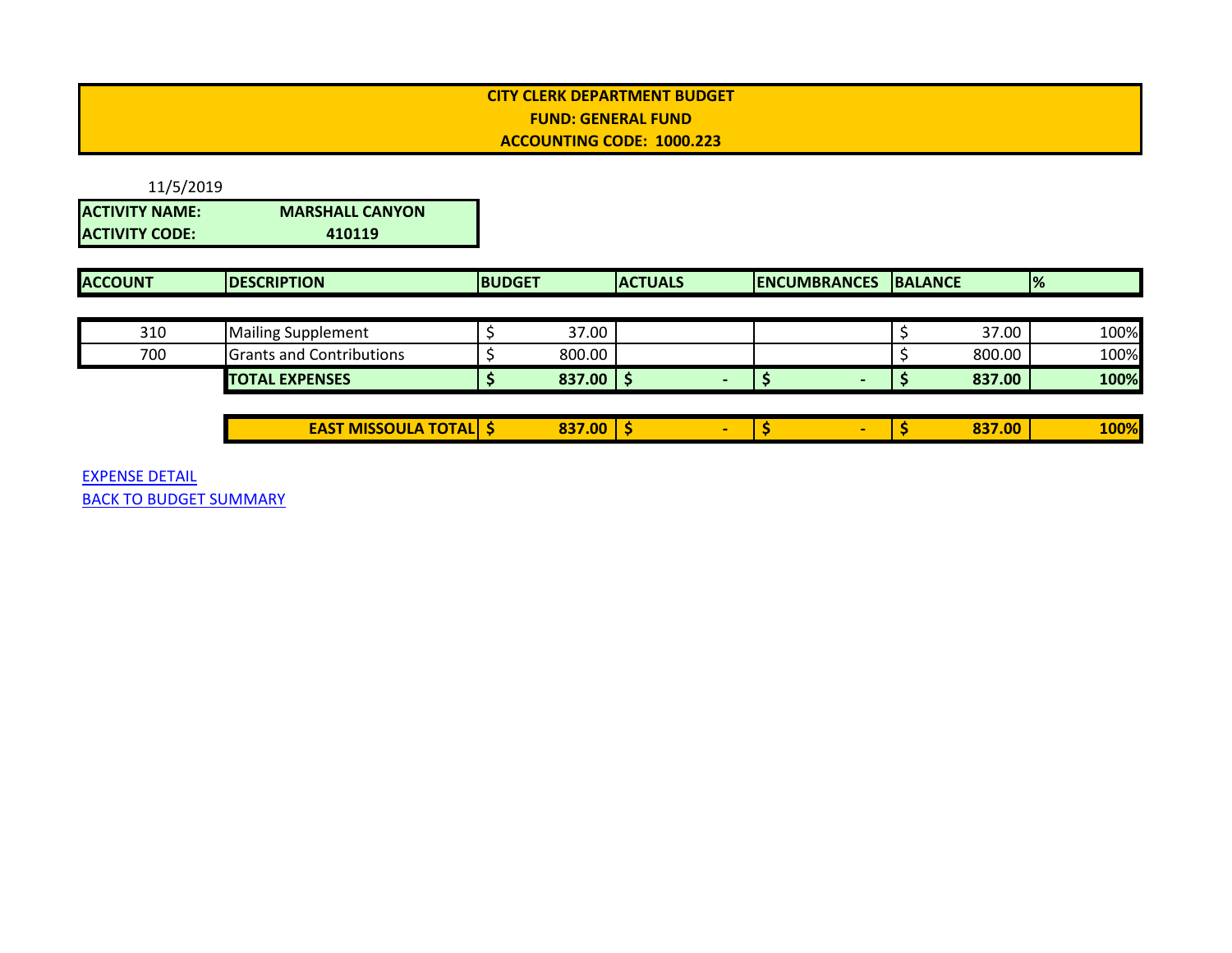**CITY CLERK DEPARTMENT BUDGET**
**FUND: GENERAL FUND**
**ACCOUNTING CODE: 1000.223**

11/5/2019

| | |
|---|---|
| **ACTIVITY NAME:** | **MARSHALL CANYON** |
| **ACTIVITY CODE:** | **410119** |

| ACCOUNT | DESCRIPTION | BUDGET | ACTUALS | ENCUMBRANCES | BALANCE | % |
|---|---|---|---|---|---|---|
| 310 | Mailing Supplement | $ 37.00 | | | $ 37.00 | 100% |
| 700 | Grants and Contributions | $ 800.00 | | | $ 800.00 | 100% |
| | **TOTAL EXPENSES** | **$ 837.00** | **$ -** | **$ -** | **$ 837.00** | **100%** |
| | **EAST MISSOULA TOTAL** | **$ 837.00** | **$ -** | **$ -** | **$ 837.00** | **100%** |

EXPENSE DETAIL
BACK TO BUDGET SUMMARY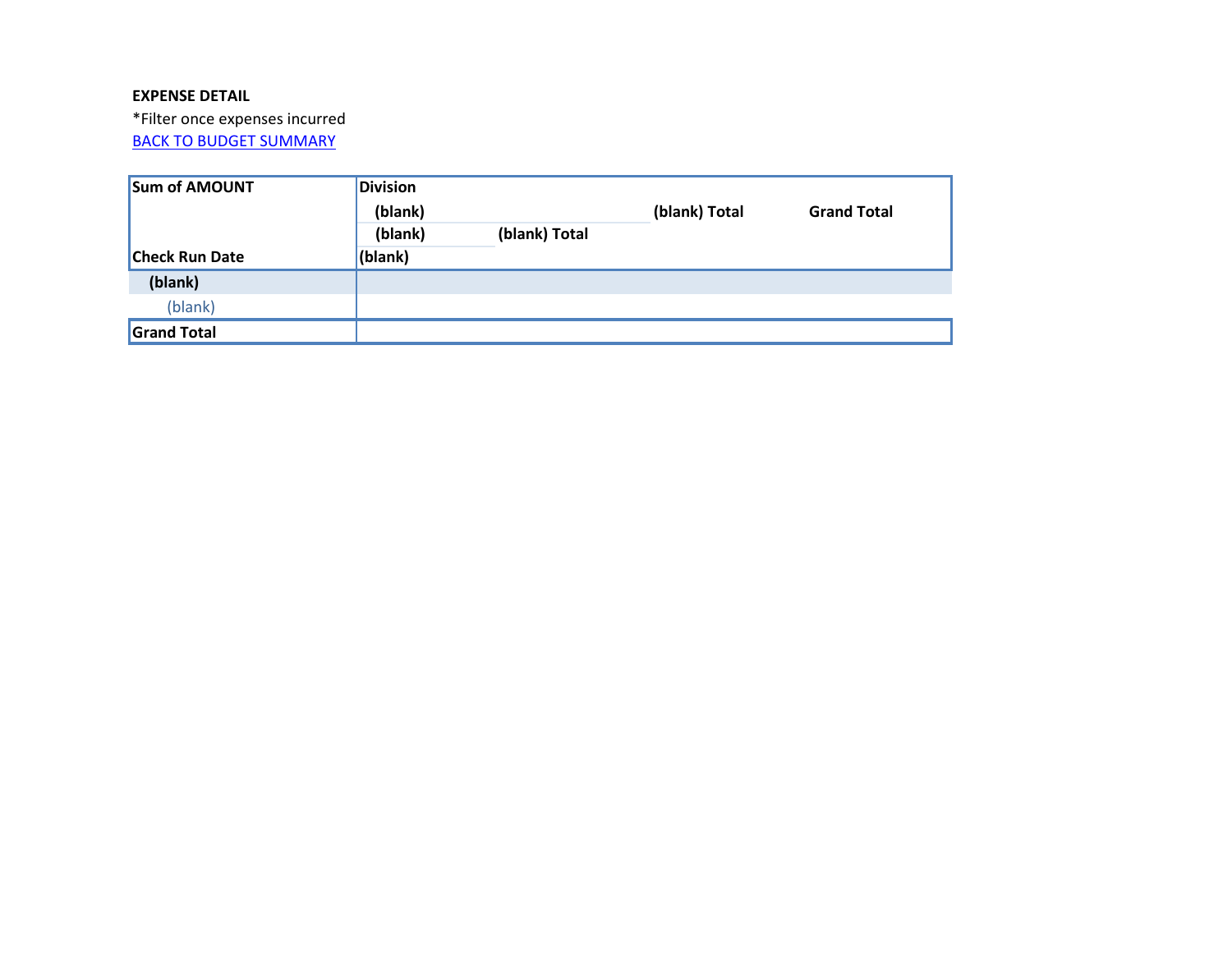**EXPENSE DETAIL**

*Filter once expenses incurred

[BACK TO BUDGET SUMMARY]

| Sum of AMOUNT | Division | | | |
|---|---|---|---|---|
| | (blank) | | (blank) Total | Grand Total |
| | (blank) | (blank) Total | | |
| Check Run Date | (blank) | | | |
| (blank) | | | | |
| (blank) | | | | |
| Grand Total | | | | |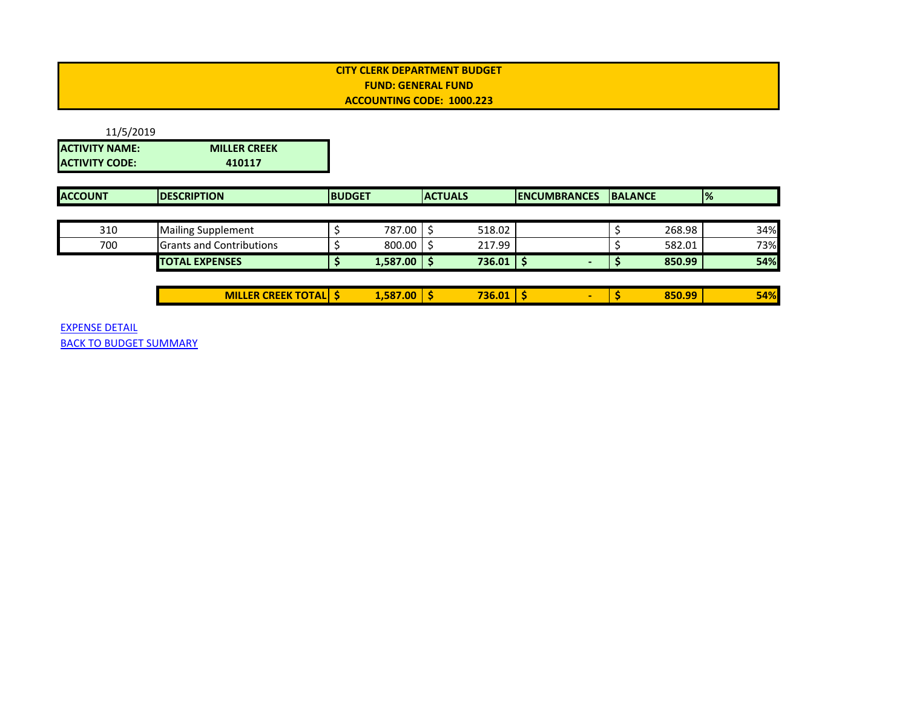**CITY CLERK DEPARTMENT BUDGET**
**FUND: GENERAL FUND**
**ACCOUNTING CODE: 1000.223**

11/5/2019

| | |
|---|---|
| **ACTIVITY NAME:** | **MILLER CREEK** |
| **ACTIVITY CODE:** | **410117** |

| ACCOUNT | DESCRIPTION | BUDGET | ACTUALS | ENCUMBRANCES | BALANCE | % |
|---|---|---|---|---|---|---|
| 310 | Mailing Supplement | $ 787.00 | $ 518.02 | | $ 268.98 | 34% |
| 700 | Grants and Contributions | $ 800.00 | $ 217.99 | | $ 582.01 | 73% |
| | **TOTAL EXPENSES** | **$ 1,587.00** | **$ 736.01** | **$ -** | **$ 850.99** | **54%** |
| | **MILLER CREEK TOTAL** | **$ 1,587.00** | **$ 736.01** | **$ -** | **$ 850.99** | **54%** |

EXPENSE DETAIL

BACK TO BUDGET SUMMARY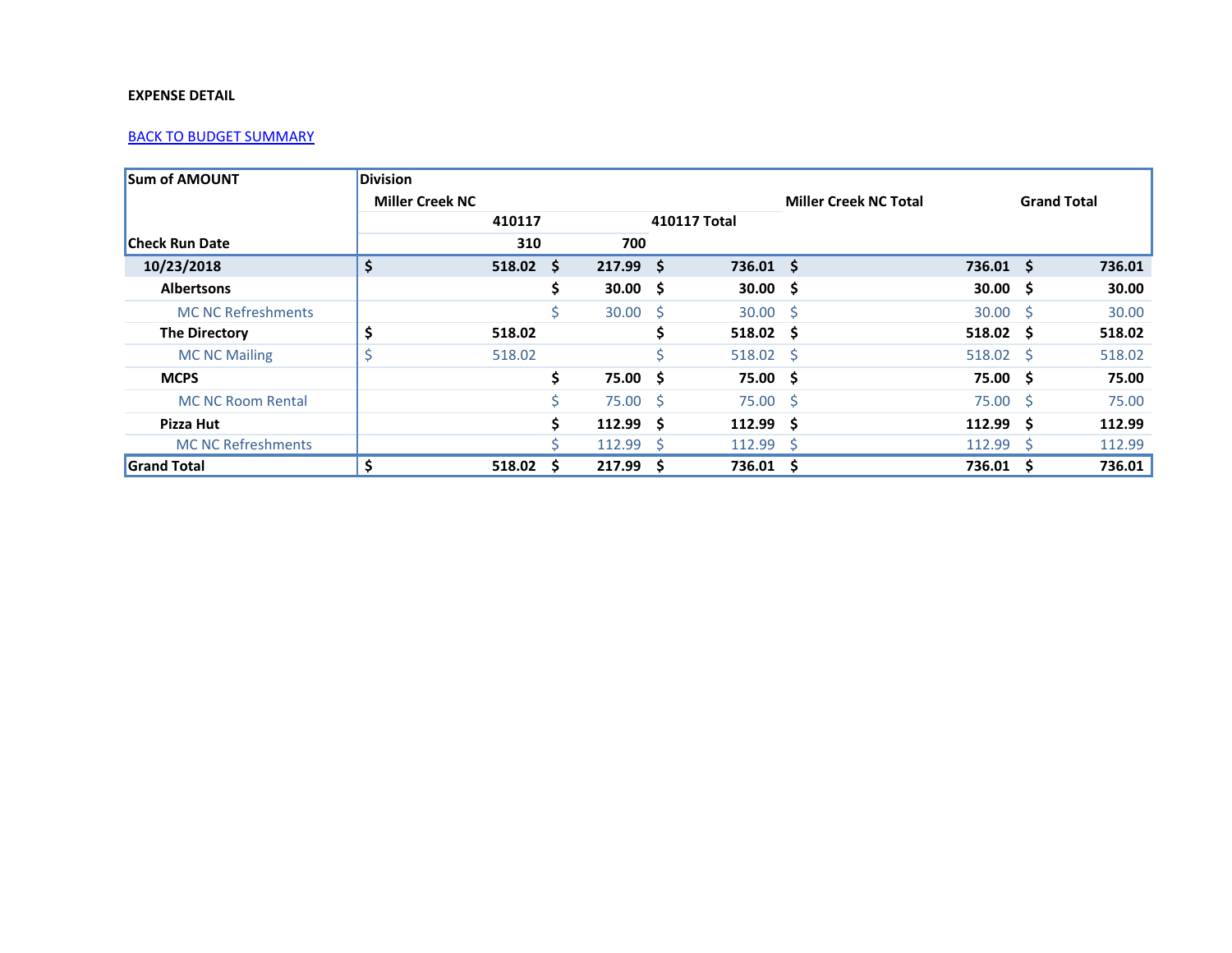**EXPENSE DETAIL**

BACK TO BUDGET SUMMARY

| Sum of AMOUNT | Division | | | | |
|---|---|---|---|---|---|
| | Miller Creek NC | | | Miller Creek NC Total | Grand Total |
| | 410117 | | 410117 Total | | |
| Check Run Date | 310 | 700 | | | |
| **10/23/2018** | $ 518.02 | $ 217.99 | $ 736.01 | $ 736.01 | $ 736.01 |
| **Albertsons** | | $ 30.00 | $ 30.00 | $ 30.00 | $ 30.00 |
| MC NC Refreshments | | $ 30.00 | $ 30.00 | $ 30.00 | $ 30.00 |
| **The Directory** | $ 518.02 | | $ 518.02 | $ 518.02 | $ 518.02 |
| MC NC Mailing | $ 518.02 | | $ 518.02 | $ 518.02 | $ 518.02 |
| **MCPS** | | $ 75.00 | $ 75.00 | $ 75.00 | $ 75.00 |
| MC NC Room Rental | | $ 75.00 | $ 75.00 | $ 75.00 | $ 75.00 |
| **Pizza Hut** | | $ 112.99 | $ 112.99 | $ 112.99 | $ 112.99 |
| MC NC Refreshments | | $ 112.99 | $ 112.99 | $ 112.99 | $ 112.99 |
| **Grand Total** | $ 518.02 | $ 217.99 | $ 736.01 | $ 736.01 | $ 736.01 |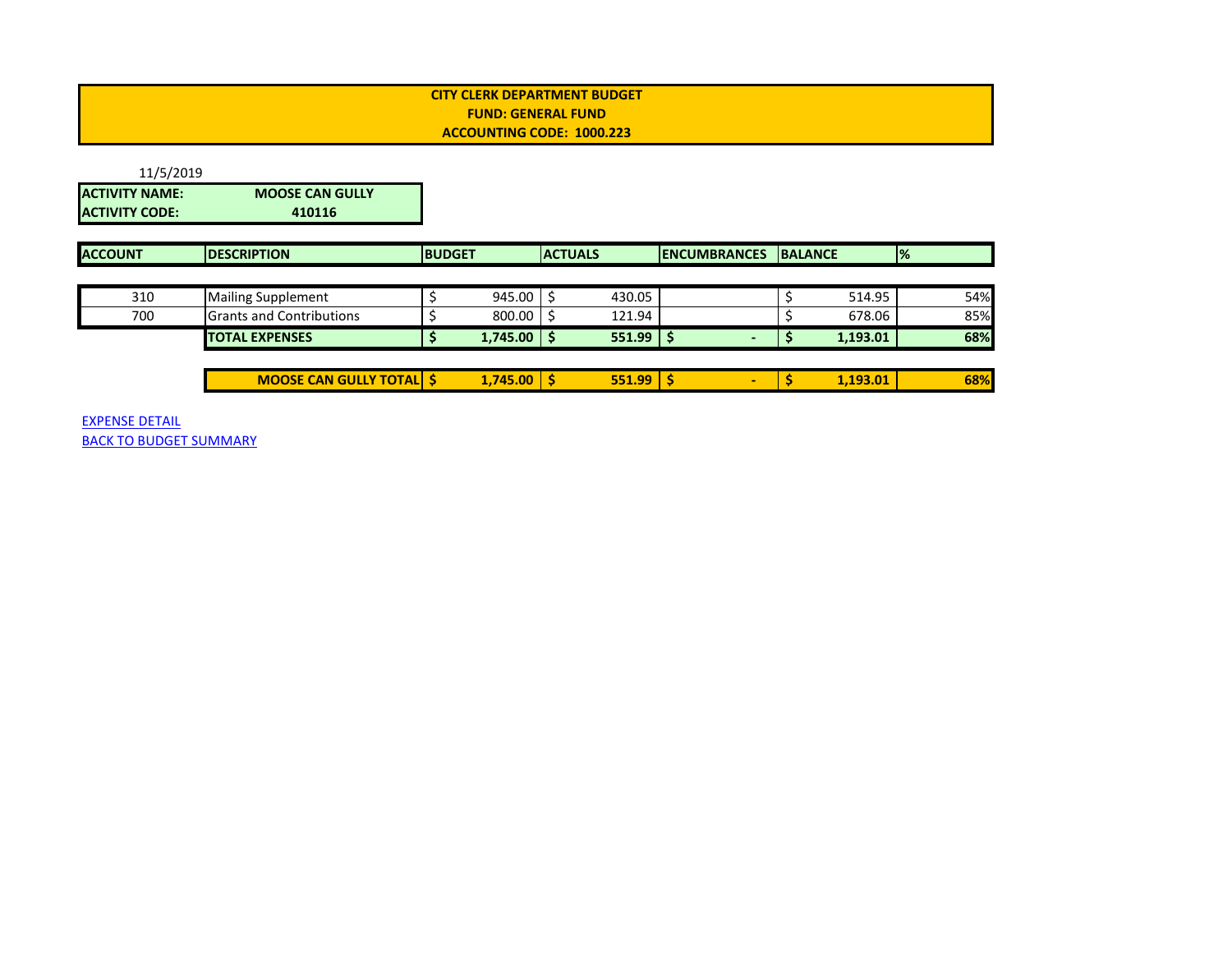**CITY CLERK DEPARTMENT BUDGET**
**FUND: GENERAL FUND**
**ACCOUNTING CODE: 1000.223**

11/5/2019

| **ACTIVITY NAME:** | **MOOSE CAN GULLY** |
|---|---|
| **ACTIVITY CODE:** | **410116** |

| ACCOUNT | DESCRIPTION | BUDGET | ACTUALS | ENCUMBRANCES | BALANCE | % |
|---|---|---|---|---|---|---|
| 310 | Mailing Supplement | $ 945.00 | $ 430.05 | | $ 514.95 | 54% |
| 700 | Grants and Contributions | $ 800.00 | $ 121.94 | | $ 678.06 | 85% |
| | **TOTAL EXPENSES** | **$ 1,745.00** | **$ 551.99** | **$ -** | **$ 1,193.01** | **68%** |
| | **MOOSE CAN GULLY TOTAL** | **$ 1,745.00** | **$ 551.99** | **$ -** | **$ 1,193.01** | **68%** |

EXPENSE DETAIL
BACK TO BUDGET SUMMARY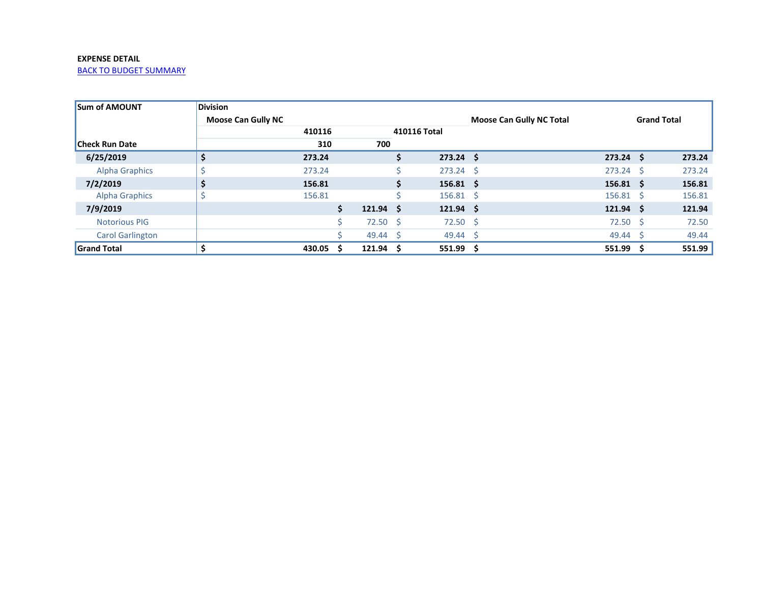**EXPENSE DETAIL**

BACK TO BUDGET SUMMARY

| Sum of AMOUNT | Division | | | | |
|---|---|---|---|---|---|
| | Moose Can Gully NC | | | Moose Can Gully NC Total | Grand Total |
| | 410116 | | 410116 Total | | |
| Check Run Date | 310 | 700 | | | |
| **6/25/2019** | **$ 273.24** | | **$ 273.24** | **$ 273.24** | **$ 273.24** |
| Alpha Graphics | $ 273.24 | | $ 273.24 | $ 273.24 | $ 273.24 |
| **7/2/2019** | **$ 156.81** | | **$ 156.81** | **$ 156.81** | **$ 156.81** |
| Alpha Graphics | $ 156.81 | | $ 156.81 | $ 156.81 | $ 156.81 |
| **7/9/2019** | | **$ 121.94** | **$ 121.94** | **$ 121.94** | **$ 121.94** |
| Notorious PIG | | $ 72.50 | $ 72.50 | $ 72.50 | $ 72.50 |
| Carol Garlington | | $ 49.44 | $ 49.44 | $ 49.44 | $ 49.44 |
| **Grand Total** | **$ 430.05** | **$ 121.94** | **$ 551.99** | **$ 551.99** | **$ 551.99** |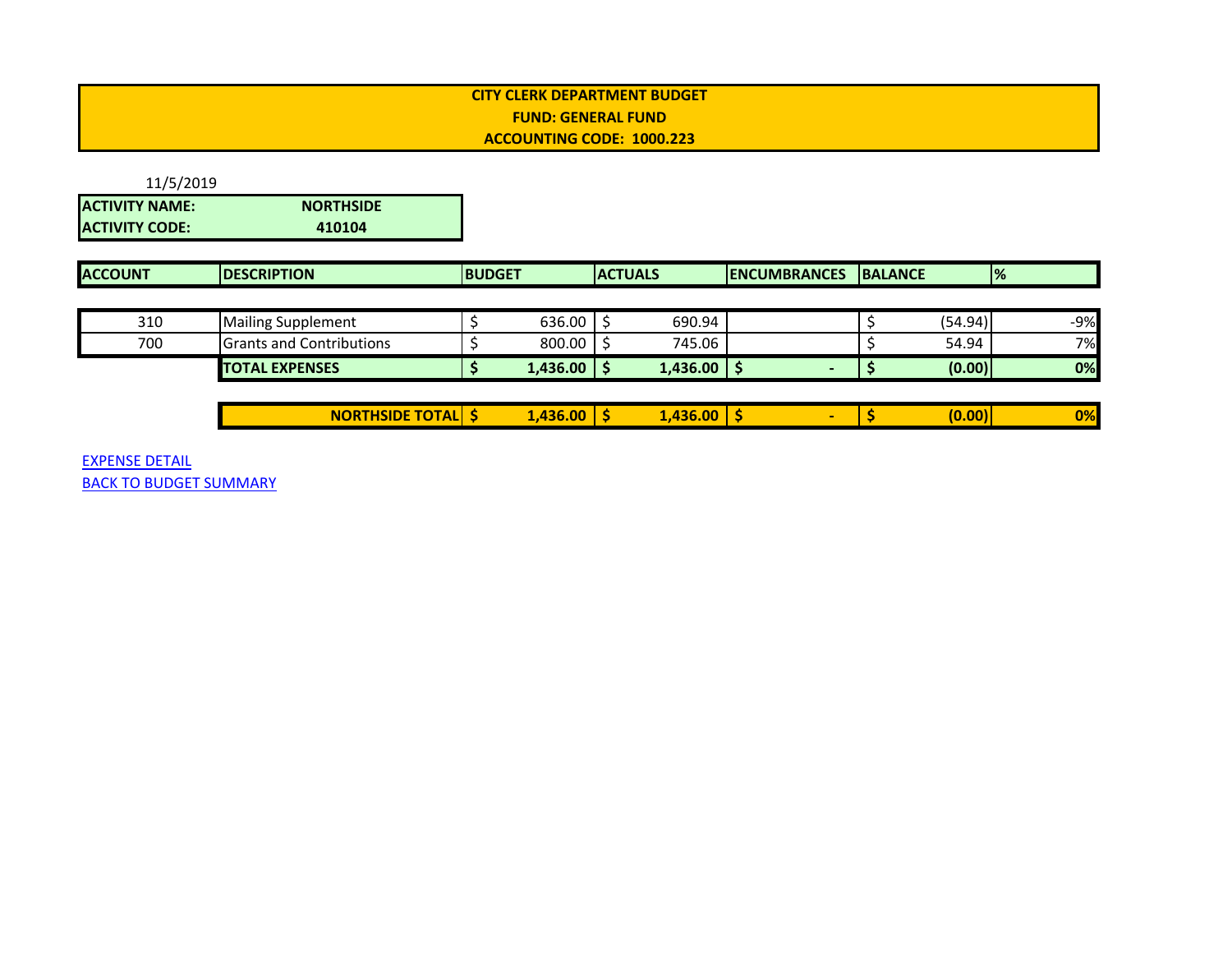**CITY CLERK DEPARTMENT BUDGET**
**FUND: GENERAL FUND**
**ACCOUNTING CODE: 1000.223**

11/5/2019

| **ACTIVITY NAME:** | **NORTHSIDE** |
|---|---|
| **ACTIVITY CODE:** | **410104** |

| ACCOUNT | DESCRIPTION | BUDGET | ACTUALS | ENCUMBRANCES | BALANCE | % |
|---|---|---|---|---|---|---|
| 310 | Mailing Supplement | $ 636.00 | $ 690.94 | | $ (54.94) | -9% |
| 700 | Grants and Contributions | $ 800.00 | $ 745.06 | | $ 54.94 | 7% |
| | **TOTAL EXPENSES** | **$ 1,436.00** | **$ 1,436.00** | **$ -** | **$ (0.00)** | **0%** |
| | **NORTHSIDE TOTAL** | **$ 1,436.00** | **$ 1,436.00** | **$ -** | **$ (0.00)** | **0%** |

EXPENSE DETAIL
BACK TO BUDGET SUMMARY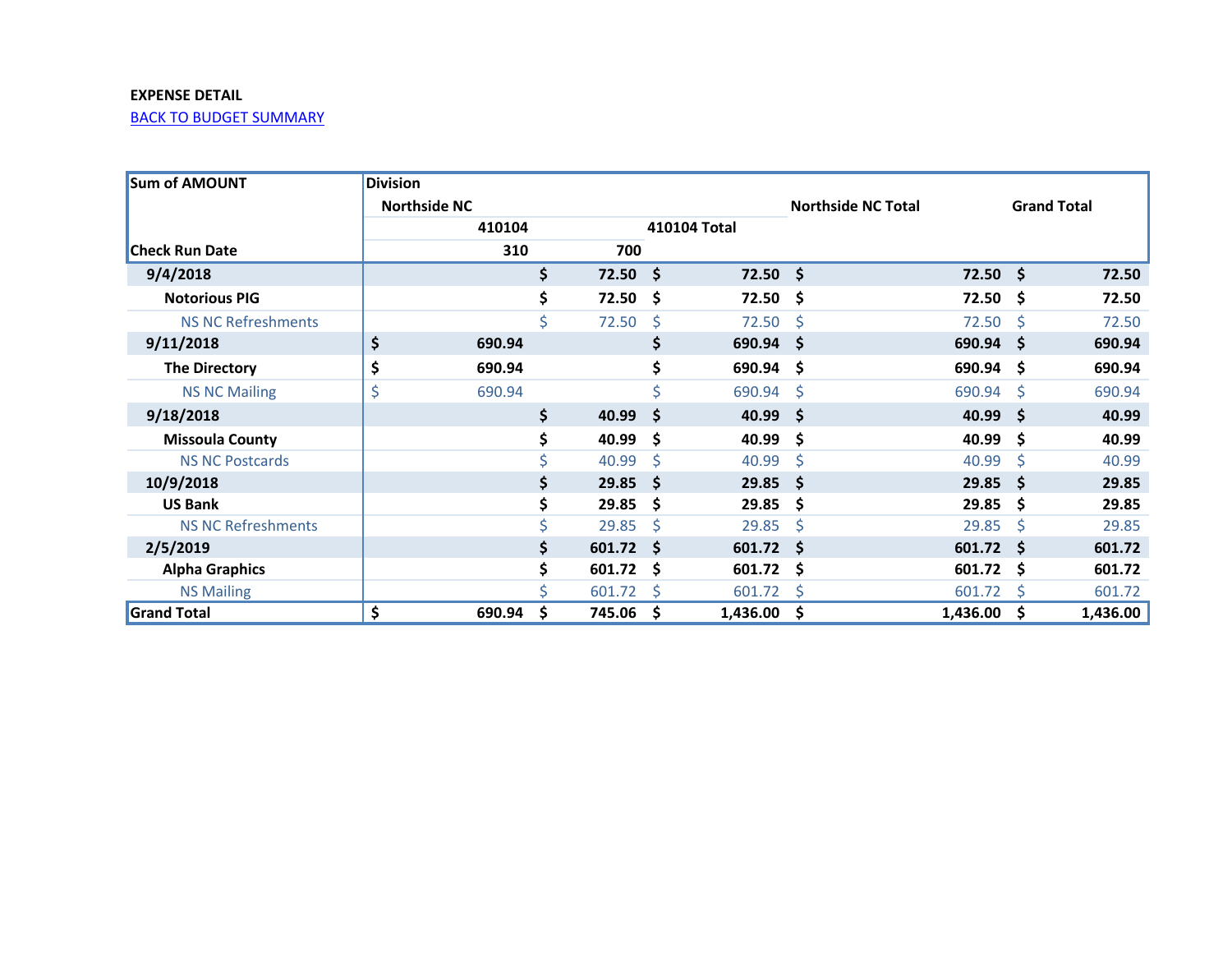**EXPENSE DETAIL**

BACK TO BUDGET SUMMARY

| Sum of AMOUNT | Division | | | | |
|---|---|---|---|---|---|
| | Northside NC | | | Northside NC Total | Grand Total |
| | 410104 | | 410104 Total | | |
| Check Run Date | 310 | 700 | | | |
| **9/4/2018** | | $ 72.50 | $ 72.50 | $ 72.50 | $ 72.50 |
| **Notorious PIG** | | $ 72.50 | $ 72.50 | $ 72.50 | $ 72.50 |
| NS NC Refreshments | | $ 72.50 | $ 72.50 | $ 72.50 | $ 72.50 |
| **9/11/2018** | $ 690.94 | | $ 690.94 | $ 690.94 | $ 690.94 |
| **The Directory** | $ 690.94 | | $ 690.94 | $ 690.94 | $ 690.94 |
| NS NC Mailing | $ 690.94 | | $ 690.94 | $ 690.94 | $ 690.94 |
| **9/18/2018** | | $ 40.99 | $ 40.99 | $ 40.99 | $ 40.99 |
| **Missoula County** | | $ 40.99 | $ 40.99 | $ 40.99 | $ 40.99 |
| NS NC Postcards | | $ 40.99 | $ 40.99 | $ 40.99 | $ 40.99 |
| **10/9/2018** | | $ 29.85 | $ 29.85 | $ 29.85 | $ 29.85 |
| **US Bank** | | $ 29.85 | $ 29.85 | $ 29.85 | $ 29.85 |
| NS NC Refreshments | | $ 29.85 | $ 29.85 | $ 29.85 | $ 29.85 |
| **2/5/2019** | | $ 601.72 | $ 601.72 | $ 601.72 | $ 601.72 |
| **Alpha Graphics** | | $ 601.72 | $ 601.72 | $ 601.72 | $ 601.72 |
| NS Mailing | | $ 601.72 | $ 601.72 | $ 601.72 | $ 601.72 |
| **Grand Total** | $ 690.94 | $ 745.06 | $ 1,436.00 | $ 1,436.00 | $ 1,436.00 |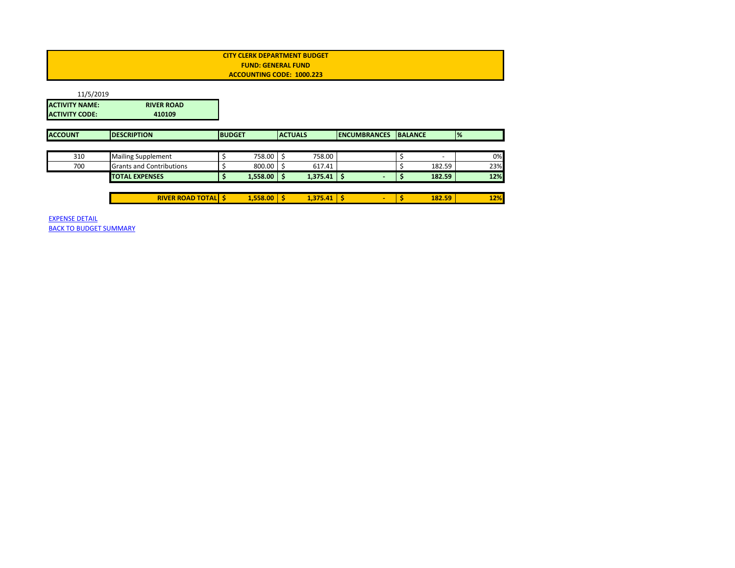**CITY CLERK DEPARTMENT BUDGET**
**FUND: GENERAL FUND**
**ACCOUNTING CODE: 1000.223**

11/5/2019

| | |
|---|---|
| **ACTIVITY NAME:** | **RIVER ROAD** |
| **ACTIVITY CODE:** | **410109** |

| ACCOUNT | DESCRIPTION | BUDGET | ACTUALS | ENCUMBRANCES | BALANCE | % |
|---|---|---|---|---|---|---|
| 310 | Mailing Supplement | $ 758.00 | $ 758.00 | | $ - | 0% |
| 700 | Grants and Contributions | $ 800.00 | $ 617.41 | | $ 182.59 | 23% |
| | **TOTAL EXPENSES** | **$ 1,558.00** | **$ 1,375.41** | **$ -** | **$ 182.59** | **12%** |
| | **RIVER ROAD TOTAL** | **$ 1,558.00** | **$ 1,375.41** | **$ -** | **$ 182.59** | **12%** |

EXPENSE DETAIL
BACK TO BUDGET SUMMARY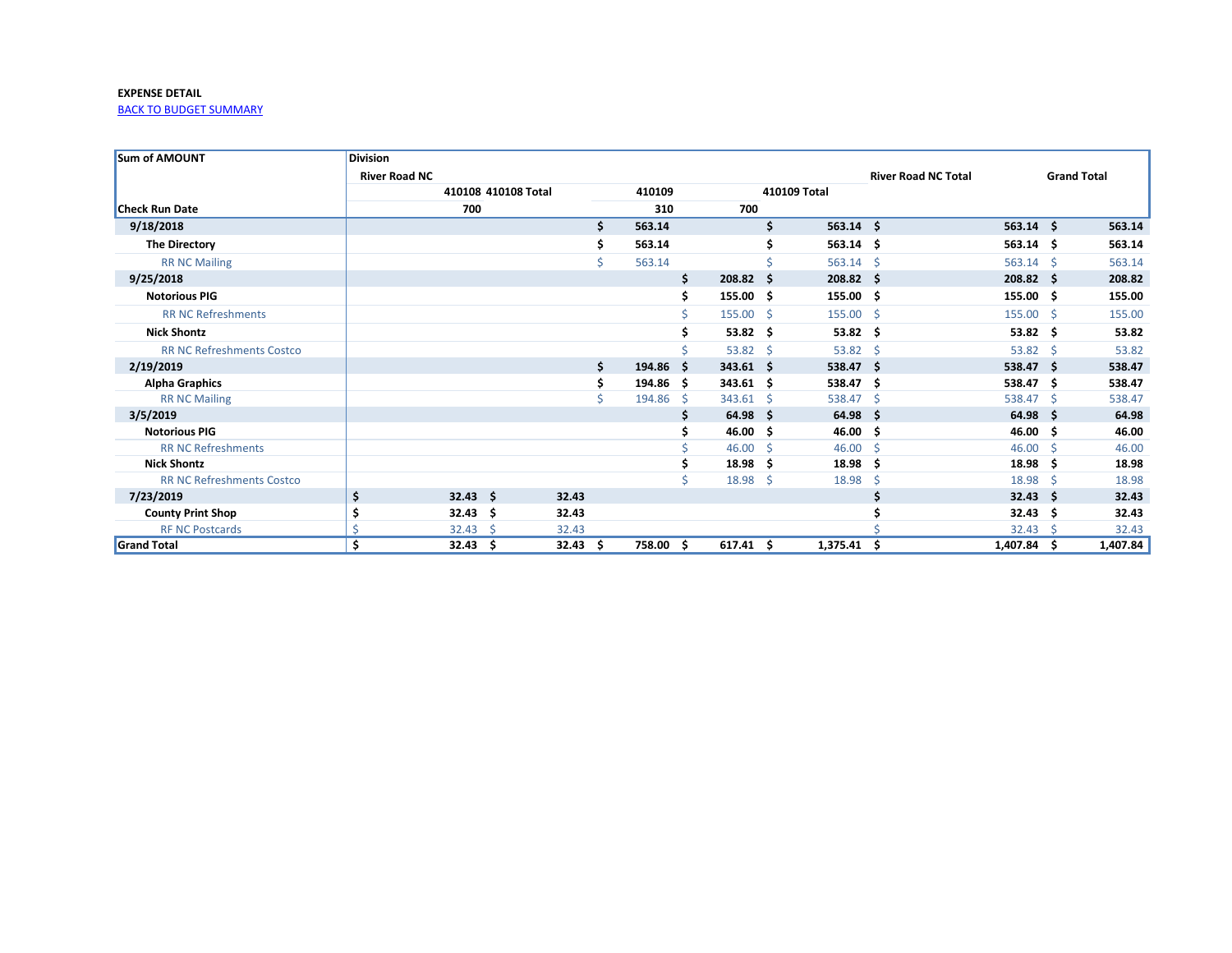**EXPENSE DETAIL**

BACK TO BUDGET SUMMARY

| Sum of AMOUNT | Division | | | | | | |
|---|---|---|---|---|---|---|---|
| | River Road NC | | | | | River Road NC Total | Grand Total |
| | 410108 | 410108 Total | 410109 | | 410109 Total | | |
| Check Run Date | 700 | | 310 | 700 | | | |
| **9/18/2018** | | | $ 563.14 | | $ 563.14 | $ 563.14 | $ 563.14 |
| **The Directory** | | | $ 563.14 | | $ 563.14 | $ 563.14 | $ 563.14 |
| RR NC Mailing | | | $ 563.14 | | $ 563.14 | $ 563.14 | $ 563.14 |
| **9/25/2018** | | | | $ 208.82 | $ 208.82 | $ 208.82 | $ 208.82 |
| **Notorious PIG** | | | | $ 155.00 | $ 155.00 | $ 155.00 | $ 155.00 |
| RR NC Refreshments | | | | $ 155.00 | $ 155.00 | $ 155.00 | $ 155.00 |
| **Nick Shontz** | | | | $ 53.82 | $ 53.82 | $ 53.82 | $ 53.82 |
| RR NC Refreshments Costco | | | | $ 53.82 | $ 53.82 | $ 53.82 | $ 53.82 |
| **2/19/2019** | | | $ 194.86 | $ 343.61 | $ 538.47 | $ 538.47 | $ 538.47 |
| **Alpha Graphics** | | | $ 194.86 | $ 343.61 | $ 538.47 | $ 538.47 | $ 538.47 |
| RR NC Mailing | | | $ 194.86 | $ 343.61 | $ 538.47 | $ 538.47 | $ 538.47 |
| **3/5/2019** | | | | $ 64.98 | $ 64.98 | $ 64.98 | $ 64.98 |
| **Notorious PIG** | | | | $ 46.00 | $ 46.00 | $ 46.00 | $ 46.00 |
| RR NC Refreshments | | | | $ 46.00 | $ 46.00 | $ 46.00 | $ 46.00 |
| **Nick Shontz** | | | | $ 18.98 | $ 18.98 | $ 18.98 | $ 18.98 |
| RR NC Refreshments Costco | | | | $ 18.98 | $ 18.98 | $ 18.98 | $ 18.98 |
| **7/23/2019** | $ 32.43 | $ 32.43 | | | | $ 32.43 | $ 32.43 |
| **County Print Shop** | $ 32.43 | $ 32.43 | | | | $ 32.43 | $ 32.43 |
| RF NC Postcards | $ 32.43 | $ 32.43 | | | | $ 32.43 | $ 32.43 |
| **Grand Total** | $ 32.43 | $ 32.43 | $ 758.00 | $ 617.41 | $ 1,375.41 | $ 1,407.84 | $ 1,407.84 |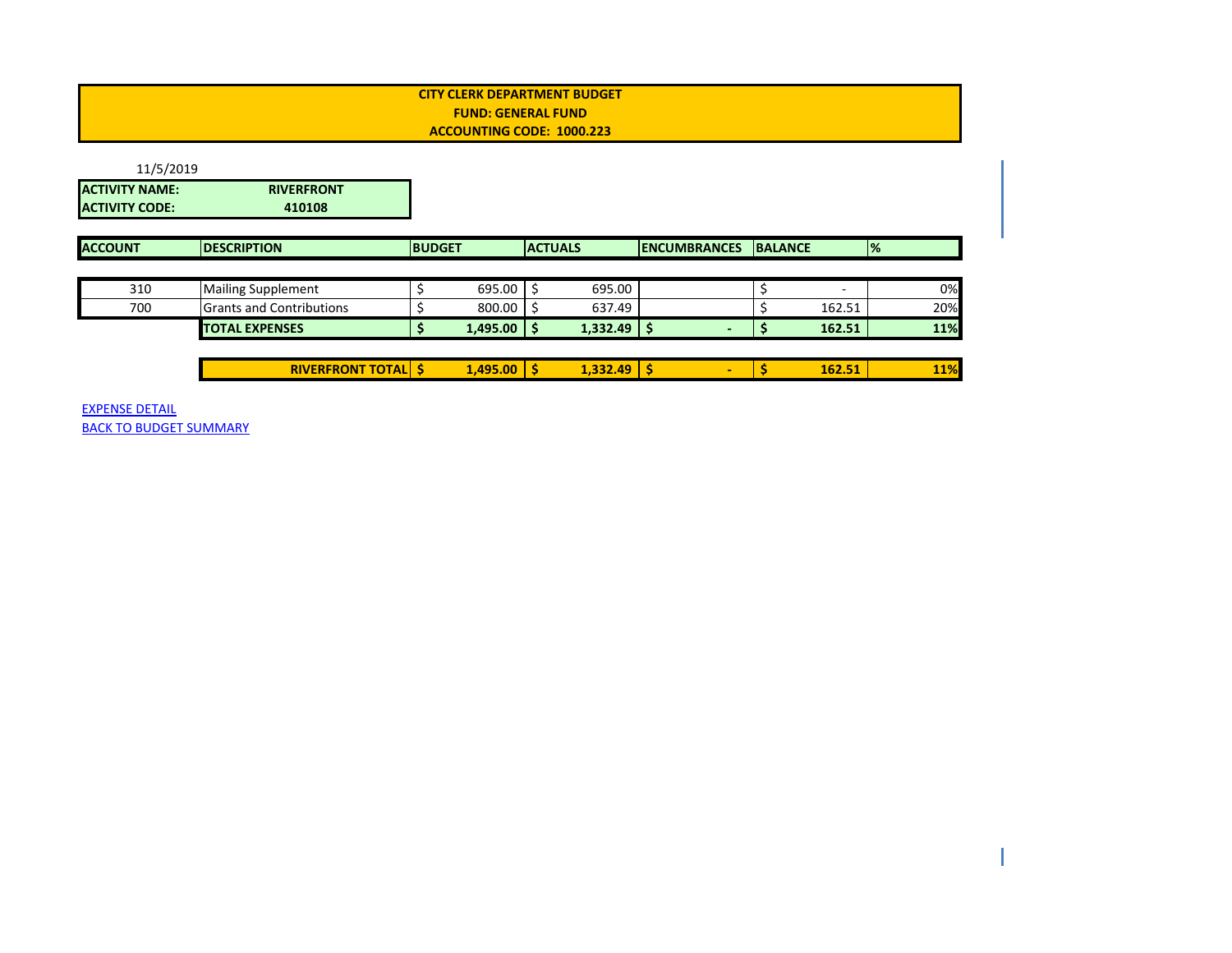**CITY CLERK DEPARTMENT BUDGET**
**FUND: GENERAL FUND**
**ACCOUNTING CODE: 1000.223**

11/5/2019

| **ACTIVITY NAME:** | **RIVERFRONT** |
|---|---|
| **ACTIVITY CODE:** | **410108** |

| ACCOUNT | DESCRIPTION | BUDGET | ACTUALS | ENCUMBRANCES | BALANCE | % |
|---|---|---|---|---|---|---|
| 310 | Mailing Supplement | $ 695.00 | $ 695.00 | | $ - | 0% |
| 700 | Grants and Contributions | $ 800.00 | $ 637.49 | | $ 162.51 | 20% |
| | **TOTAL EXPENSES** | **$ 1,495.00** | **$ 1,332.49** | **$ -** | **$ 162.51** | **11%** |
| | **RIVERFRONT TOTAL** | **$ 1,495.00** | **$ 1,332.49** | **$ -** | **$ 162.51** | **11%** |

EXPENSE DETAIL
BACK TO BUDGET SUMMARY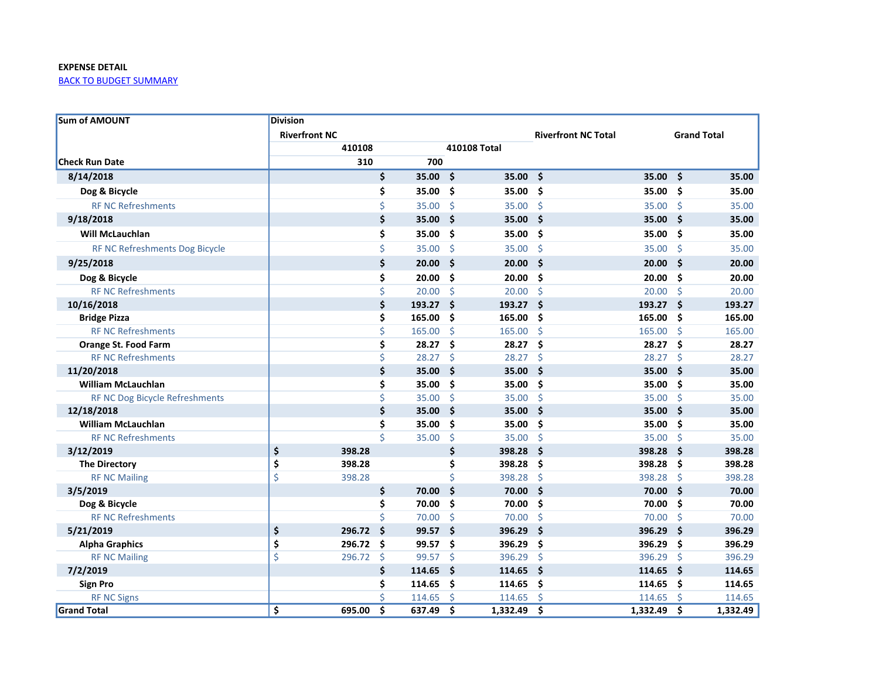**EXPENSE DETAIL**

BACK TO BUDGET SUMMARY

| Sum of AMOUNT | Division | | | | |
|---|---|---|---|---|---|
| | Riverfront NC | | | Riverfront NC Total | Grand Total |
| | 410108 | | 410108 Total | | |
| Check Run Date | 310 | 700 | | | |
| **8/14/2018** | | $ 35.00 | $ 35.00 | $ 35.00 | $ 35.00 |
| **Dog & Bicycle** | | $ 35.00 | $ 35.00 | $ 35.00 | $ 35.00 |
| RF NC Refreshments | | $ 35.00 | $ 35.00 | $ 35.00 | $ 35.00 |
| **9/18/2018** | | $ 35.00 | $ 35.00 | $ 35.00 | $ 35.00 |
| **Will McLauchlan** | | $ 35.00 | $ 35.00 | $ 35.00 | $ 35.00 |
| RF NC Refreshments Dog Bicycle | | $ 35.00 | $ 35.00 | $ 35.00 | $ 35.00 |
| **9/25/2018** | | $ 20.00 | $ 20.00 | $ 20.00 | $ 20.00 |
| **Dog & Bicycle** | | $ 20.00 | $ 20.00 | $ 20.00 | $ 20.00 |
| RF NC Refreshments | | $ 20.00 | $ 20.00 | $ 20.00 | $ 20.00 |
| **10/16/2018** | | $ 193.27 | $ 193.27 | $ 193.27 | $ 193.27 |
| **Bridge Pizza** | | $ 165.00 | $ 165.00 | $ 165.00 | $ 165.00 |
| RF NC Refreshments | | $ 165.00 | $ 165.00 | $ 165.00 | $ 165.00 |
| **Orange St. Food Farm** | | $ 28.27 | $ 28.27 | $ 28.27 | $ 28.27 |
| RF NC Refreshments | | $ 28.27 | $ 28.27 | $ 28.27 | $ 28.27 |
| **11/20/2018** | | $ 35.00 | $ 35.00 | $ 35.00 | $ 35.00 |
| **William McLauchlan** | | $ 35.00 | $ 35.00 | $ 35.00 | $ 35.00 |
| RF NC Dog Bicycle Refreshments | | $ 35.00 | $ 35.00 | $ 35.00 | $ 35.00 |
| **12/18/2018** | | $ 35.00 | $ 35.00 | $ 35.00 | $ 35.00 |
| **William McLauchlan** | | $ 35.00 | $ 35.00 | $ 35.00 | $ 35.00 |
| RF NC Refreshments | | $ 35.00 | $ 35.00 | $ 35.00 | $ 35.00 |
| **3/12/2019** | $ 398.28 | | $ 398.28 | $ 398.28 | $ 398.28 |
| **The Directory** | $ 398.28 | | $ 398.28 | $ 398.28 | $ 398.28 |
| RF NC Mailing | $ 398.28 | | $ 398.28 | $ 398.28 | $ 398.28 |
| **3/5/2019** | | $ 70.00 | $ 70.00 | $ 70.00 | $ 70.00 |
| **Dog & Bicycle** | | $ 70.00 | $ 70.00 | $ 70.00 | $ 70.00 |
| RF NC Refreshments | | $ 70.00 | $ 70.00 | $ 70.00 | $ 70.00 |
| **5/21/2019** | $ 296.72 | $ 99.57 | $ 396.29 | $ 396.29 | $ 396.29 |
| **Alpha Graphics** | $ 296.72 | $ 99.57 | $ 396.29 | $ 396.29 | $ 396.29 |
| RF NC Mailing | $ 296.72 | $ 99.57 | $ 396.29 | $ 396.29 | $ 396.29 |
| **7/2/2019** | | $ 114.65 | $ 114.65 | $ 114.65 | $ 114.65 |
| **Sign Pro** | | $ 114.65 | $ 114.65 | $ 114.65 | $ 114.65 |
| RF NC Signs | | $ 114.65 | $ 114.65 | $ 114.65 | $ 114.65 |
| **Grand Total** | $ 695.00 | $ 637.49 | $ 1,332.49 | $ 1,332.49 | $ 1,332.49 |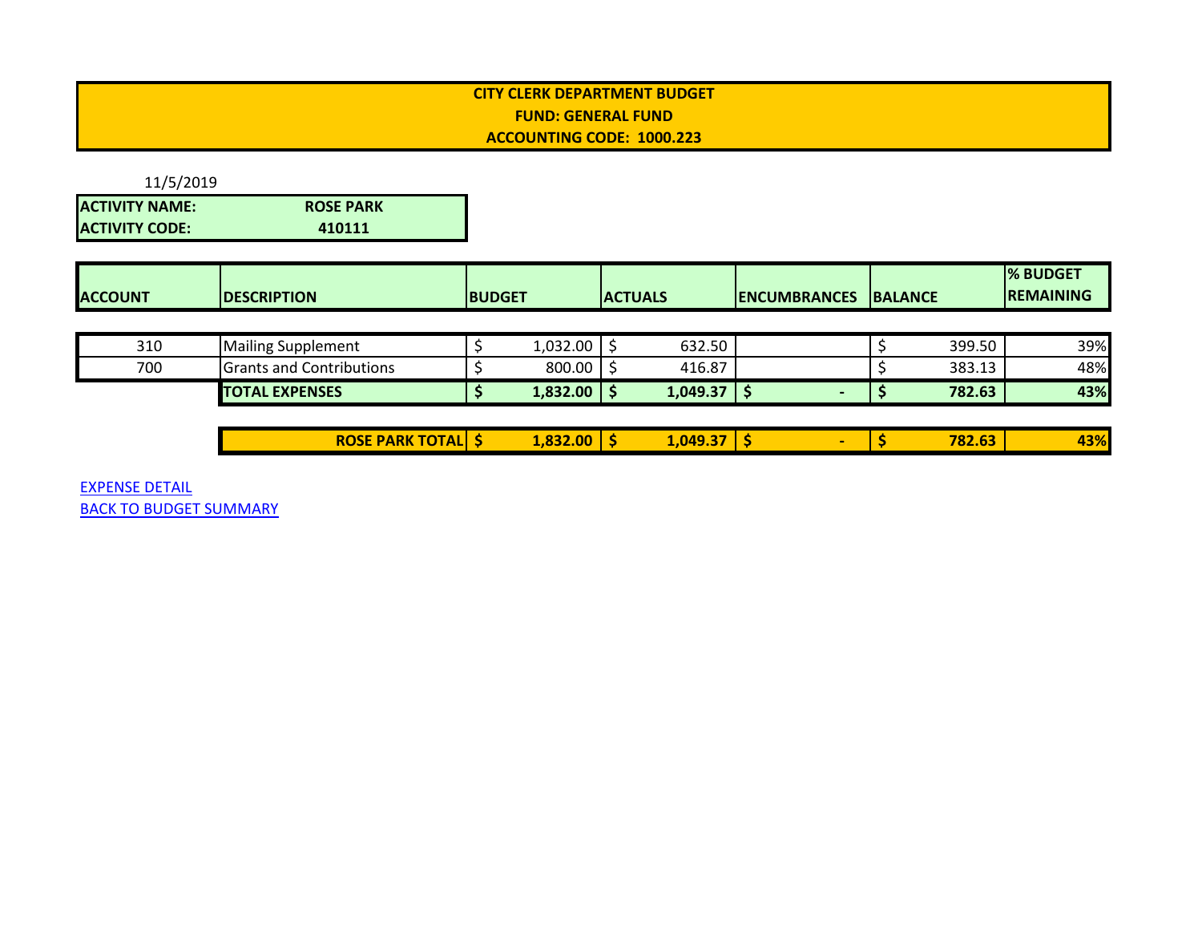**CITY CLERK DEPARTMENT BUDGET**
**FUND: GENERAL FUND**
**ACCOUNTING CODE: 1000.223**

11/5/2019

| | |
|---|---|
| **ACTIVITY NAME:** | **ROSE PARK** |
| **ACTIVITY CODE:** | **410111** |

| ACCOUNT | DESCRIPTION | BUDGET | ACTUALS | ENCUMBRANCES | BALANCE | % BUDGET REMAINING |
|---|---|---|---|---|---|---|
| 310 | Mailing Supplement | $ 1,032.00 | $ 632.50 | | $ 399.50 | 39% |
| 700 | Grants and Contributions | $ 800.00 | $ 416.87 | | $ 383.13 | 48% |
| | **TOTAL EXPENSES** | **$ 1,832.00** | **$ 1,049.37** | **$ -** | **$ 782.63** | **43%** |
| | **ROSE PARK TOTAL** | **$ 1,832.00** | **$ 1,049.37** | **$ -** | **$ 782.63** | **43%** |

EXPENSE DETAIL
BACK TO BUDGET SUMMARY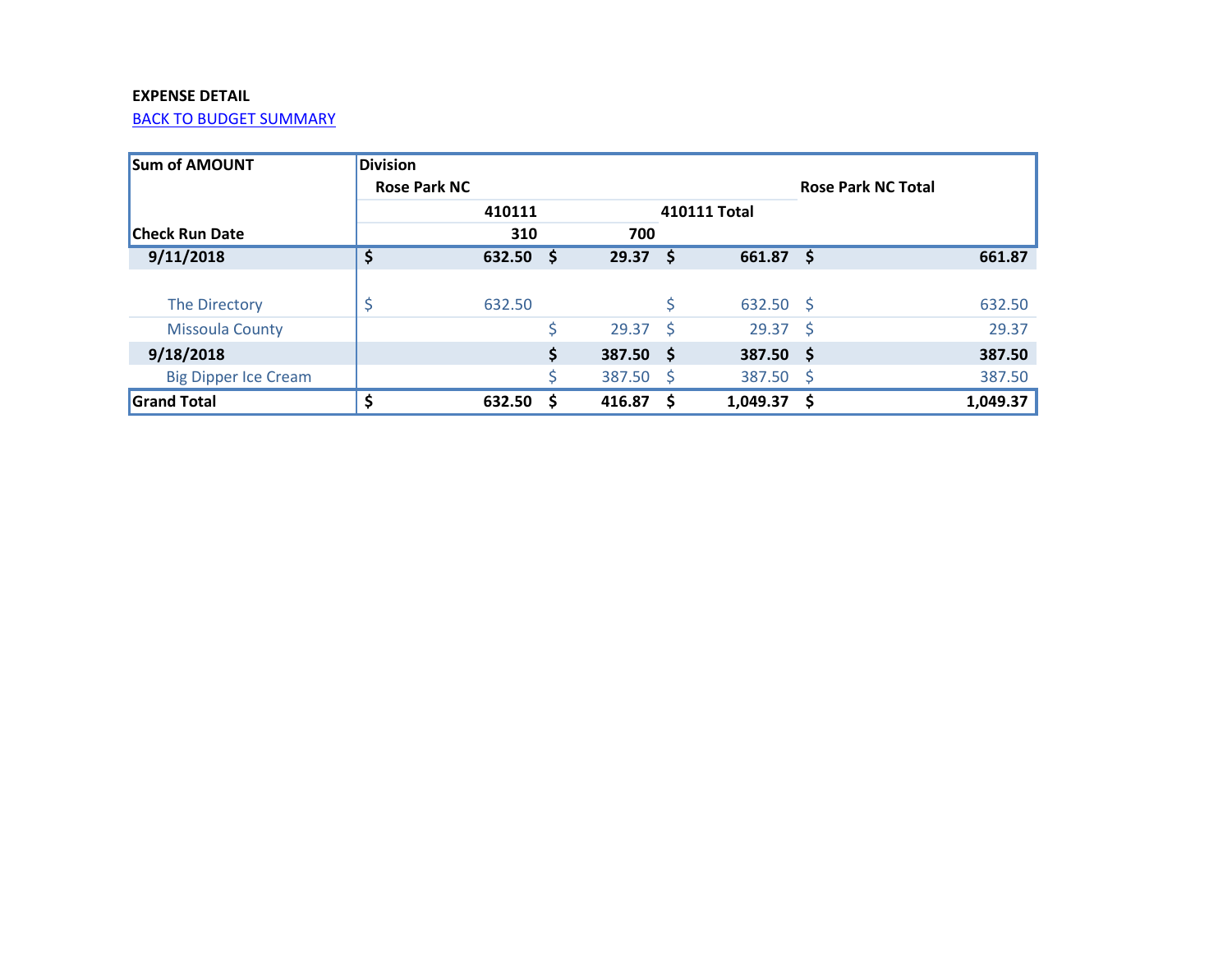**EXPENSE DETAIL**

BACK TO BUDGET SUMMARY

| Sum of AMOUNT | Division | | | |
|---|---|---|---|---|
| | Rose Park NC | | | Rose Park NC Total |
| | 410111 | | 410111 Total | |
| Check Run Date | 310 | 700 | | |
| **9/11/2018** | **$ 632.50** | **$ 29.37** | **$ 661.87** | **$ 661.87** |
| The Directory | $ 632.50 | | $ 632.50 | $ 632.50 |
| Missoula County | | $ 29.37 | $ 29.37 | $ 29.37 |
| **9/18/2018** | | **$ 387.50** | **$ 387.50** | **$ 387.50** |
| Big Dipper Ice Cream | | $ 387.50 | $ 387.50 | $ 387.50 |
| **Grand Total** | **$ 632.50** | **$ 416.87** | **$ 1,049.37** | **$ 1,049.37** |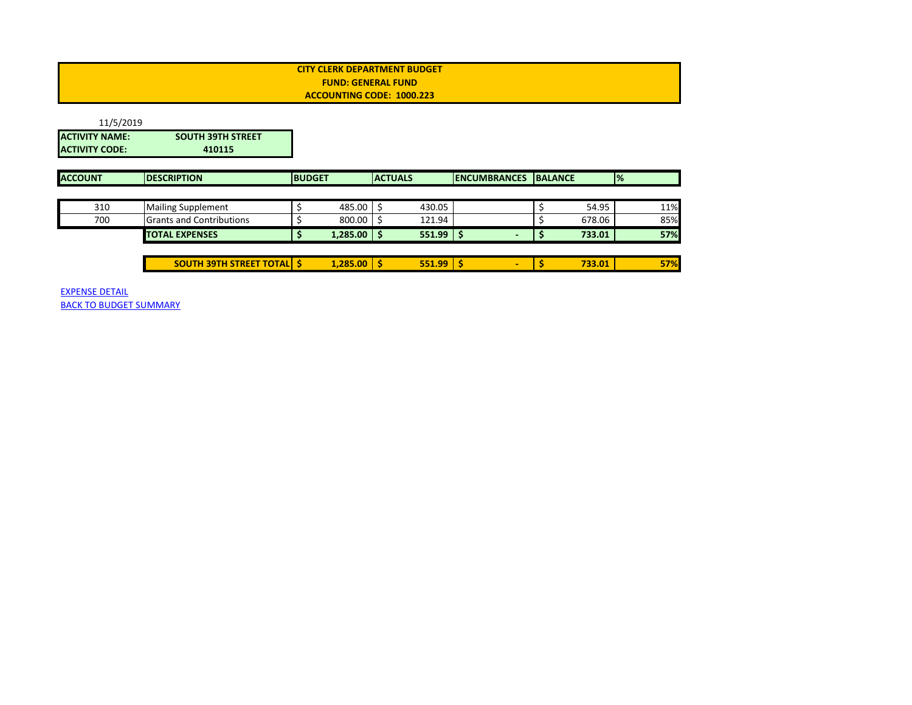**CITY CLERK DEPARTMENT BUDGET**
**FUND: GENERAL FUND**
**ACCOUNTING CODE: 1000.223**

11/5/2019

| | |
|---|---|
| **ACTIVITY NAME:** | **SOUTH 39TH STREET** |
| **ACTIVITY CODE:** | **410115** |

| ACCOUNT | DESCRIPTION | BUDGET | ACTUALS | ENCUMBRANCES | BALANCE | % |
|---|---|---|---|---|---|---|
| 310 | Mailing Supplement | $ 485.00 | $ 430.05 | | $ 54.95 | 11% |
| 700 | Grants and Contributions | $ 800.00 | $ 121.94 | | $ 678.06 | 85% |
| | **TOTAL EXPENSES** | **$ 1,285.00** | **$ 551.99** | **$ -** | **$ 733.01** | **57%** |
| | **SOUTH 39TH STREET TOTAL** | **$ 1,285.00** | **$ 551.99** | **$ -** | **$ 733.01** | **57%** |

EXPENSE DETAIL
BACK TO BUDGET SUMMARY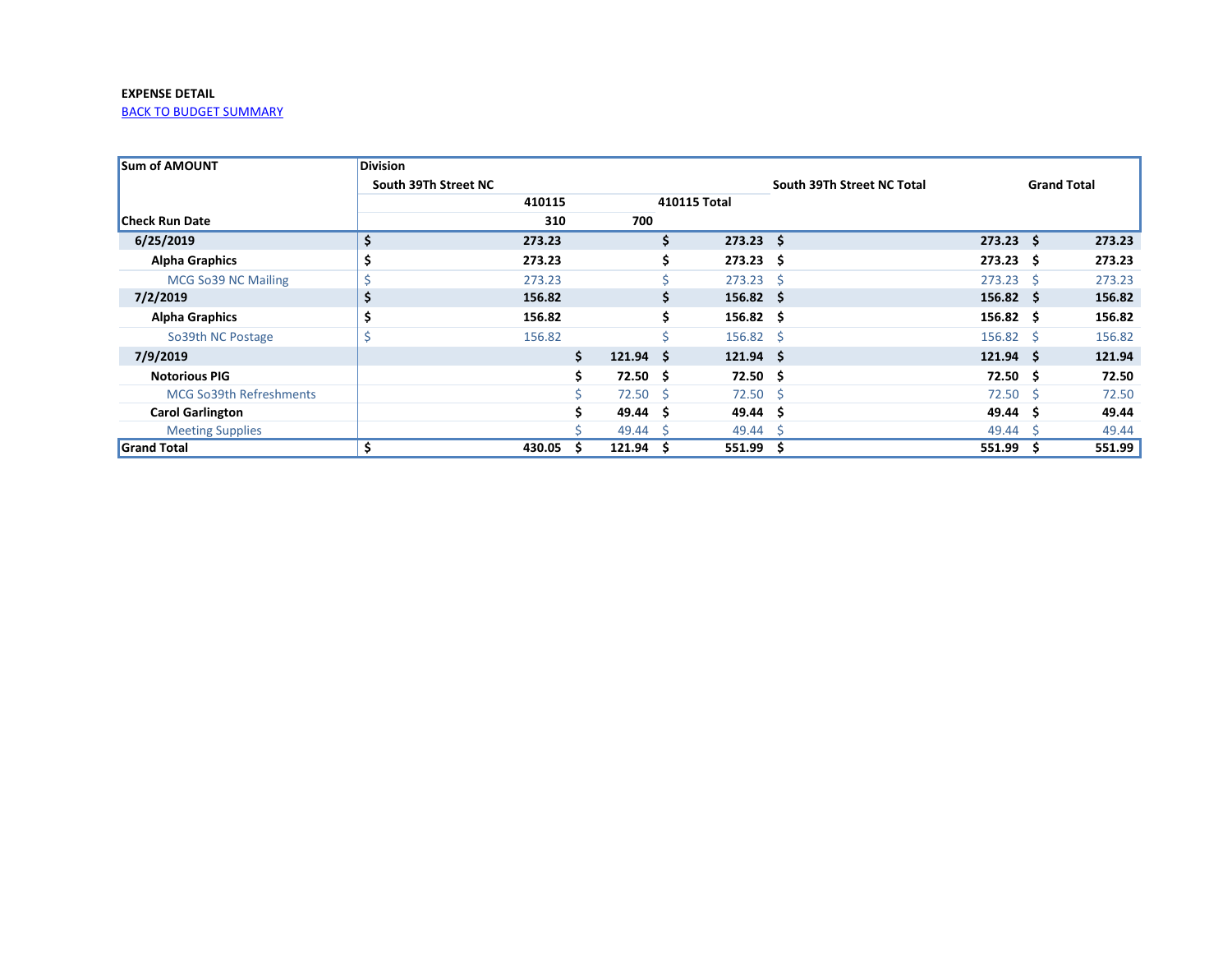**EXPENSE DETAIL**

BACK TO BUDGET SUMMARY

| Sum of AMOUNT | Division | | | | |
|---|---|---|---|---|---|
| | South 39Th Street NC | | | South 39Th Street NC Total | Grand Total |
| | 410115 | | 410115 Total | | |
| Check Run Date | 310 | 700 | | | |
| **6/25/2019** | **$ 273.23** | | **$ 273.23** | **$ 273.23** | **$ 273.23** |
| **Alpha Graphics** | **$ 273.23** | | **$ 273.23** | **$ 273.23** | **$ 273.23** |
| MCG So39 NC Mailing | $ 273.23 | | $ 273.23 | $ 273.23 | $ 273.23 |
| **7/2/2019** | **$ 156.82** | | **$ 156.82** | **$ 156.82** | **$ 156.82** |
| **Alpha Graphics** | **$ 156.82** | | **$ 156.82** | **$ 156.82** | **$ 156.82** |
| So39th NC Postage | $ 156.82 | | $ 156.82 | $ 156.82 | $ 156.82 |
| **7/9/2019** | | **$ 121.94** | **$ 121.94** | **$ 121.94** | **$ 121.94** |
| **Notorious PIG** | | **$ 72.50** | **$ 72.50** | **$ 72.50** | **$ 72.50** |
| MCG So39th Refreshments | | $ 72.50 | $ 72.50 | $ 72.50 | $ 72.50 |
| **Carol Garlington** | | **$ 49.44** | **$ 49.44** | **$ 49.44** | **$ 49.44** |
| Meeting Supplies | | $ 49.44 | $ 49.44 | $ 49.44 | $ 49.44 |
| **Grand Total** | **$ 430.05** | **$ 121.94** | **$ 551.99** | **$ 551.99** | **$ 551.99** |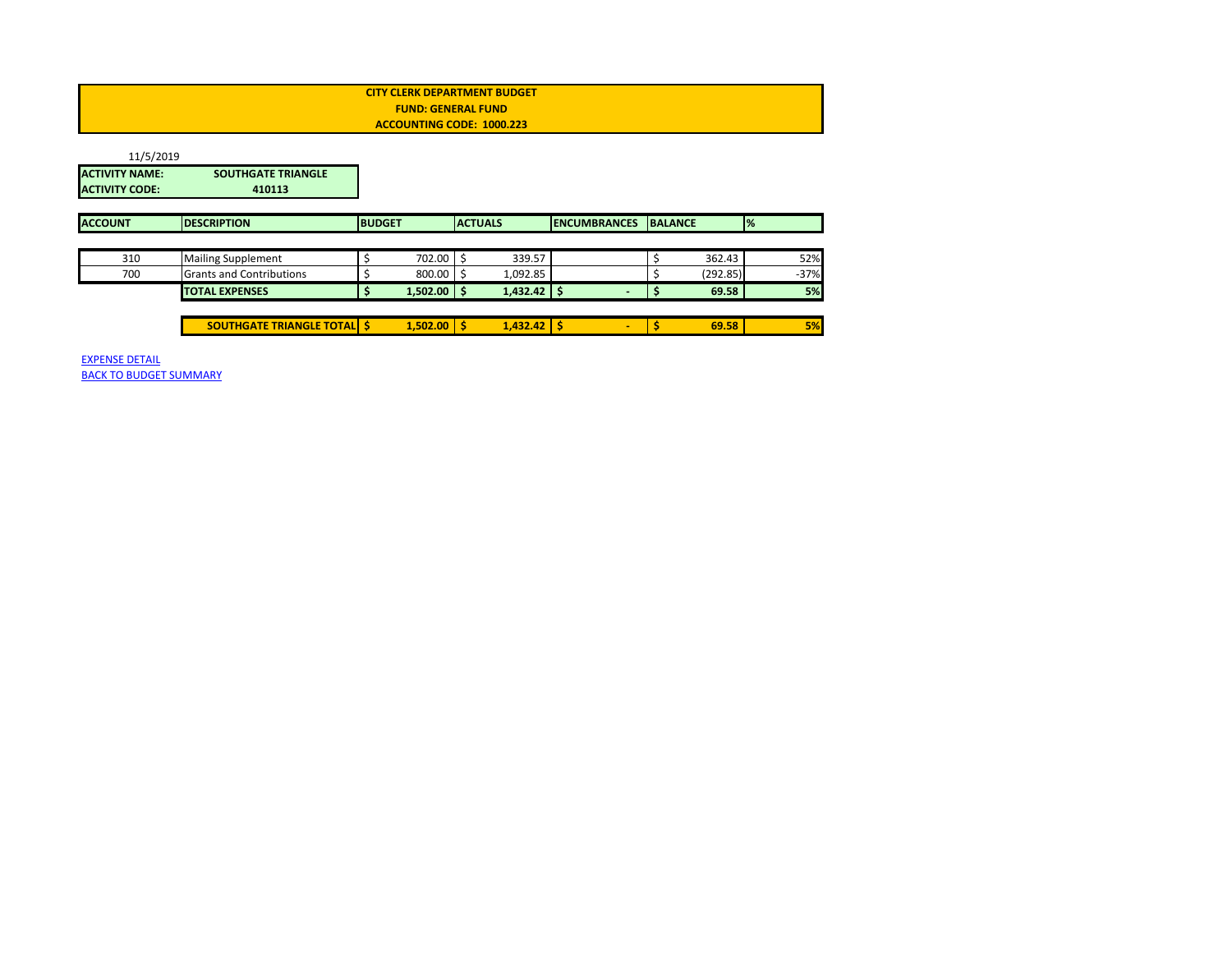**CITY CLERK DEPARTMENT BUDGET**
**FUND: GENERAL FUND**
**ACCOUNTING CODE: 1000.223**

11/5/2019

| **ACTIVITY NAME:** | **SOUTHGATE TRIANGLE** |
|---|---|
| **ACTIVITY CODE:** | **410113** |

| ACCOUNT | DESCRIPTION | BUDGET | ACTUALS | ENCUMBRANCES | BALANCE | % |
|---|---|---|---|---|---|---|
| 310 | Mailing Supplement | $ 702.00 | $ 339.57 | | $ 362.43 | 52% |
| 700 | Grants and Contributions | $ 800.00 | $ 1,092.85 | | $ (292.85) | -37% |
| | **TOTAL EXPENSES** | **$ 1,502.00** | **$ 1,432.42** | **$ -** | **$ 69.58** | **5%** |
| | **SOUTHGATE TRIANGLE TOTAL** | **$ 1,502.00** | **$ 1,432.42** | **$ -** | **$ 69.58** | **5%** |

EXPENSE DETAIL
BACK TO BUDGET SUMMARY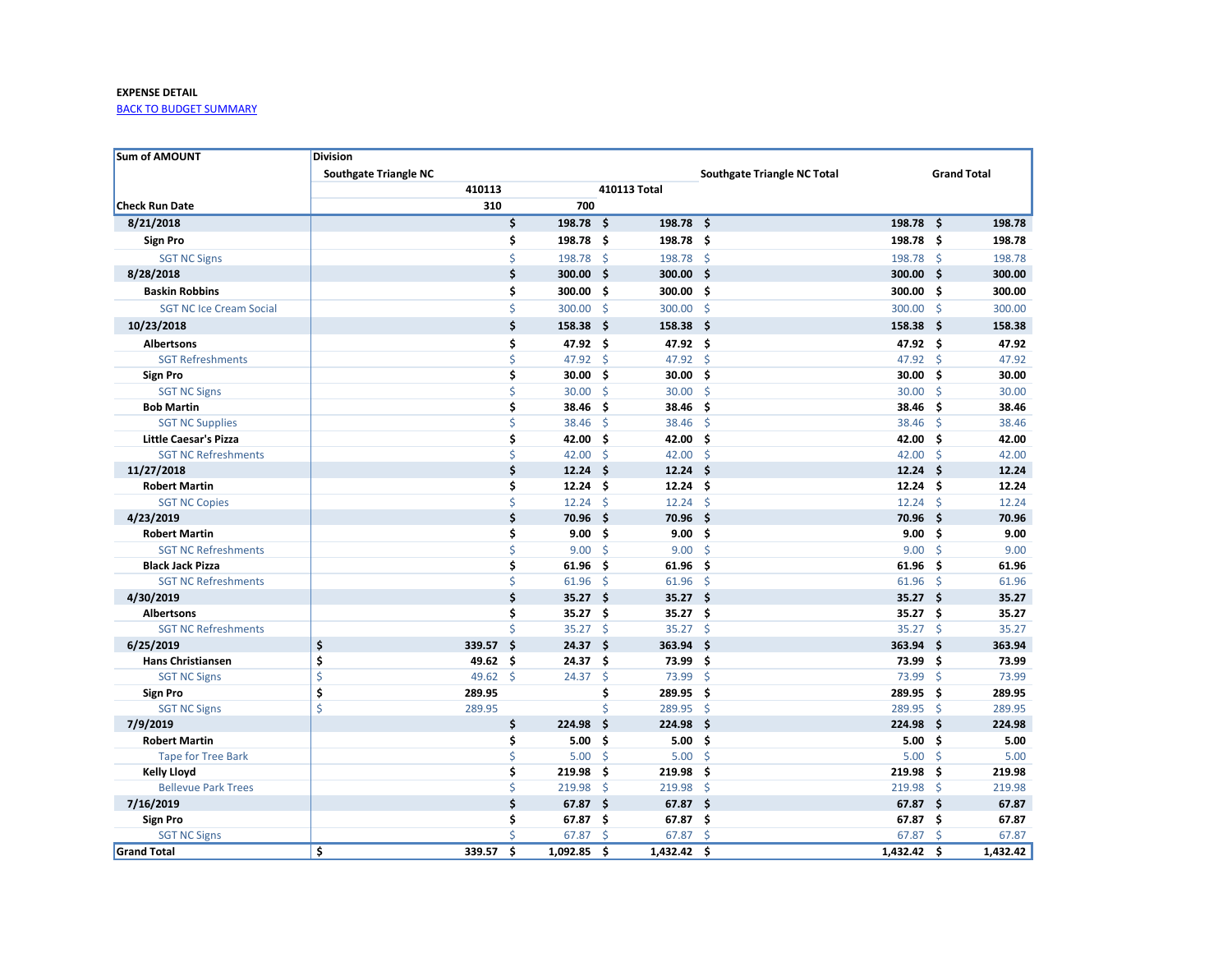**EXPENSE DETAIL**

BACK TO BUDGET SUMMARY

| Sum of AMOUNT | Division | | | | |
|---|---|---|---|---|---|
| | Southgate Triangle NC | | | Southgate Triangle NC Total | Grand Total |
| | 410113 | | 410113 Total | | |
| Check Run Date | 310 | 700 | | | |
| 8/21/2018 | | $ 198.78 | $ 198.78 | $ 198.78 | $ 198.78 |
| Sign Pro | | $ 198.78 | $ 198.78 | $ 198.78 | $ 198.78 |
| SGT NC Signs | | $ 198.78 | $ 198.78 | $ 198.78 | $ 198.78 |
| 8/28/2018 | | $ 300.00 | $ 300.00 | $ 300.00 | $ 300.00 |
| Baskin Robbins | | $ 300.00 | $ 300.00 | $ 300.00 | $ 300.00 |
| SGT NC Ice Cream Social | | $ 300.00 | $ 300.00 | $ 300.00 | $ 300.00 |
| 10/23/2018 | | $ 158.38 | $ 158.38 | $ 158.38 | $ 158.38 |
| Albertsons | | $ 47.92 | $ 47.92 | $ 47.92 | $ 47.92 |
| SGT Refreshments | | $ 47.92 | $ 47.92 | $ 47.92 | $ 47.92 |
| Sign Pro | | $ 30.00 | $ 30.00 | $ 30.00 | $ 30.00 |
| SGT NC Signs | | $ 30.00 | $ 30.00 | $ 30.00 | $ 30.00 |
| Bob Martin | | $ 38.46 | $ 38.46 | $ 38.46 | $ 38.46 |
| SGT NC Supplies | | $ 38.46 | $ 38.46 | $ 38.46 | $ 38.46 |
| Little Caesar's Pizza | | $ 42.00 | $ 42.00 | $ 42.00 | $ 42.00 |
| SGT NC Refreshments | | $ 42.00 | $ 42.00 | $ 42.00 | $ 42.00 |
| 11/27/2018 | | $ 12.24 | $ 12.24 | $ 12.24 | $ 12.24 |
| Robert Martin | | $ 12.24 | $ 12.24 | $ 12.24 | $ 12.24 |
| SGT NC Copies | | $ 12.24 | $ 12.24 | $ 12.24 | $ 12.24 |
| 4/23/2019 | | $ 70.96 | $ 70.96 | $ 70.96 | $ 70.96 |
| Robert Martin | | $ 9.00 | $ 9.00 | $ 9.00 | $ 9.00 |
| SGT NC Refreshments | | $ 9.00 | $ 9.00 | $ 9.00 | $ 9.00 |
| Black Jack Pizza | | $ 61.96 | $ 61.96 | $ 61.96 | $ 61.96 |
| SGT NC Refreshments | | $ 61.96 | $ 61.96 | $ 61.96 | $ 61.96 |
| 4/30/2019 | | $ 35.27 | $ 35.27 | $ 35.27 | $ 35.27 |
| Albertsons | | $ 35.27 | $ 35.27 | $ 35.27 | $ 35.27 |
| SGT NC Refreshments | | $ 35.27 | $ 35.27 | $ 35.27 | $ 35.27 |
| 6/25/2019 | $ 339.57 | $ 24.37 | $ 363.94 | $ 363.94 | $ 363.94 |
| Hans Christiansen | $ 49.62 | $ 24.37 | $ 73.99 | $ 73.99 | $ 73.99 |
| SGT NC Signs | $ 49.62 | $ 24.37 | $ 73.99 | $ 73.99 | $ 73.99 |
| Sign Pro | $ 289.95 | | $ 289.95 | $ 289.95 | $ 289.95 |
| SGT NC Signs | $ 289.95 | | $ 289.95 | $ 289.95 | $ 289.95 |
| 7/9/2019 | | $ 224.98 | $ 224.98 | $ 224.98 | $ 224.98 |
| Robert Martin | | $ 5.00 | $ 5.00 | $ 5.00 | $ 5.00 |
| Tape for Tree Bark | | $ 5.00 | $ 5.00 | $ 5.00 | $ 5.00 |
| Kelly Lloyd | | $ 219.98 | $ 219.98 | $ 219.98 | $ 219.98 |
| Bellevue Park Trees | | $ 219.98 | $ 219.98 | $ 219.98 | $ 219.98 |
| 7/16/2019 | | $ 67.87 | $ 67.87 | $ 67.87 | $ 67.87 |
| Sign Pro | | $ 67.87 | $ 67.87 | $ 67.87 | $ 67.87 |
| SGT NC Signs | | $ 67.87 | $ 67.87 | $ 67.87 | $ 67.87 |
| Grand Total | $ 339.57 | $ 1,092.85 | $ 1,432.42 | $ 1,432.42 | $ 1,432.42 |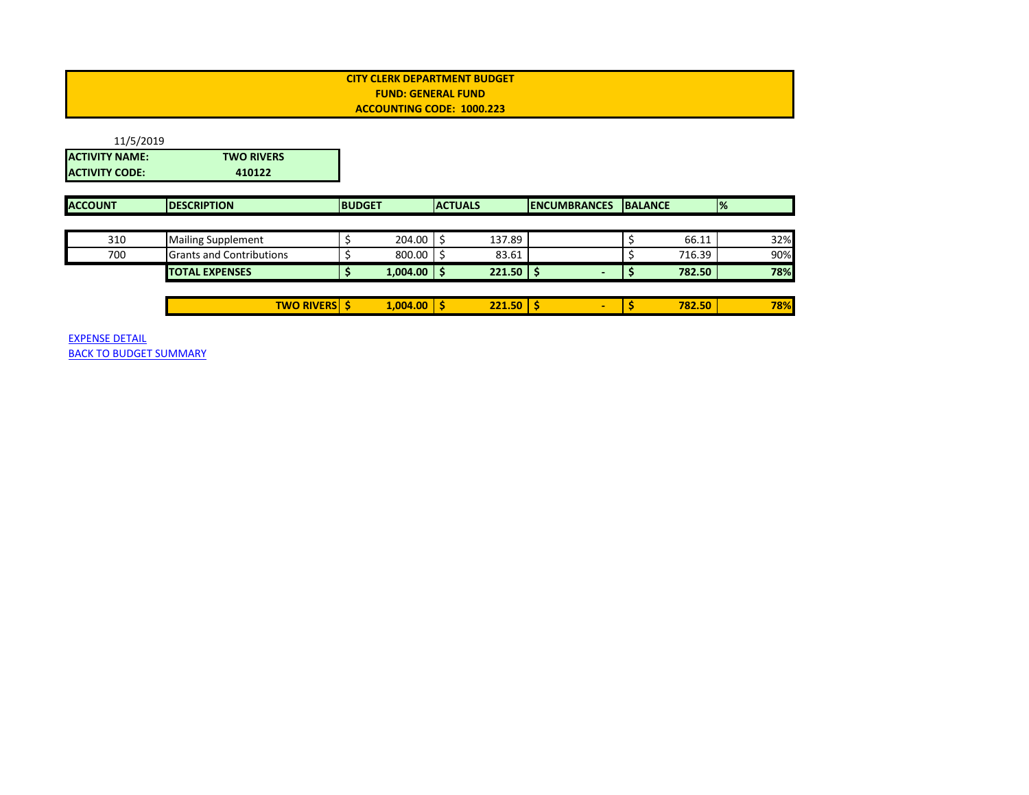**CITY CLERK DEPARTMENT BUDGET**
**FUND: GENERAL FUND**
**ACCOUNTING CODE: 1000.223**

11/5/2019

| | |
|---|---|
| **ACTIVITY NAME:** | **TWO RIVERS** |
| **ACTIVITY CODE:** | **410122** |

| ACCOUNT | DESCRIPTION | BUDGET | ACTUALS | ENCUMBRANCES | BALANCE | % |
|---|---|---|---|---|---|---|
| 310 | Mailing Supplement | $ 204.00 | $ 137.89 | | $ 66.11 | 32% |
| 700 | Grants and Contributions | $ 800.00 | $ 83.61 | | $ 716.39 | 90% |
| | **TOTAL EXPENSES** | **$ 1,004.00** | **$ 221.50** | **$ -** | **$ 782.50** | **78%** |
| | **TWO RIVERS** | **$ 1,004.00** | **$ 221.50** | **$ -** | **$ 782.50** | **78%** |

EXPENSE DETAIL
BACK TO BUDGET SUMMARY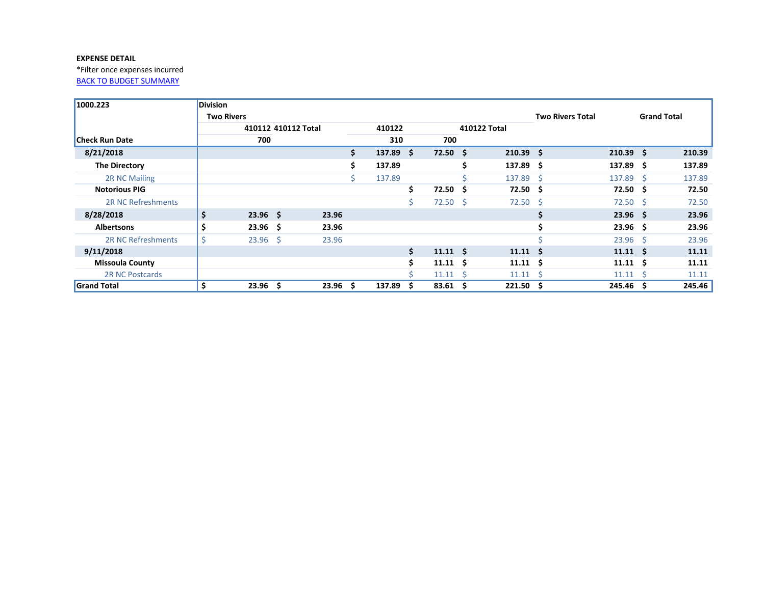**EXPENSE DETAIL**

*Filter once expenses incurred

BACK TO BUDGET SUMMARY

| 1000.223 | Division | | | | | | |
|---|---|---|---|---|---|---|---|
| | Two Rivers | | | | | Two Rivers Total | Grand Total |
| | 410112 | 410112 Total | 410122 | | 410122 Total | | |
| Check Run Date | 700 | | 310 | 700 | | | |
| **8/21/2018** | | | $ 137.89 | $ 72.50 | $ 210.39 | $ 210.39 | $ 210.39 |
| **The Directory** | | | $ 137.89 | | $ 137.89 | $ 137.89 | $ 137.89 |
| 2R NC Mailing | | | $ 137.89 | | $ 137.89 | $ 137.89 | $ 137.89 |
| **Notorious PIG** | | | | $ 72.50 | $ 72.50 | $ 72.50 | $ 72.50 |
| 2R NC Refreshments | | | | $ 72.50 | $ 72.50 | $ 72.50 | $ 72.50 |
| **8/28/2018** | $ 23.96 | $ 23.96 | | | | $ 23.96 | $ 23.96 |
| **Albertsons** | $ 23.96 | $ 23.96 | | | | $ 23.96 | $ 23.96 |
| 2R NC Refreshments | $ 23.96 | $ 23.96 | | | | $ 23.96 | $ 23.96 |
| **9/11/2018** | | | | $ 11.11 | $ 11.11 | $ 11.11 | $ 11.11 |
| **Missoula County** | | | | $ 11.11 | $ 11.11 | $ 11.11 | $ 11.11 |
| 2R NC Postcards | | | | $ 11.11 | $ 11.11 | $ 11.11 | $ 11.11 |
| **Grand Total** | $ 23.96 | $ 23.96 | $ 137.89 | $ 83.61 | $ 221.50 | $ 245.46 | $ 245.46 |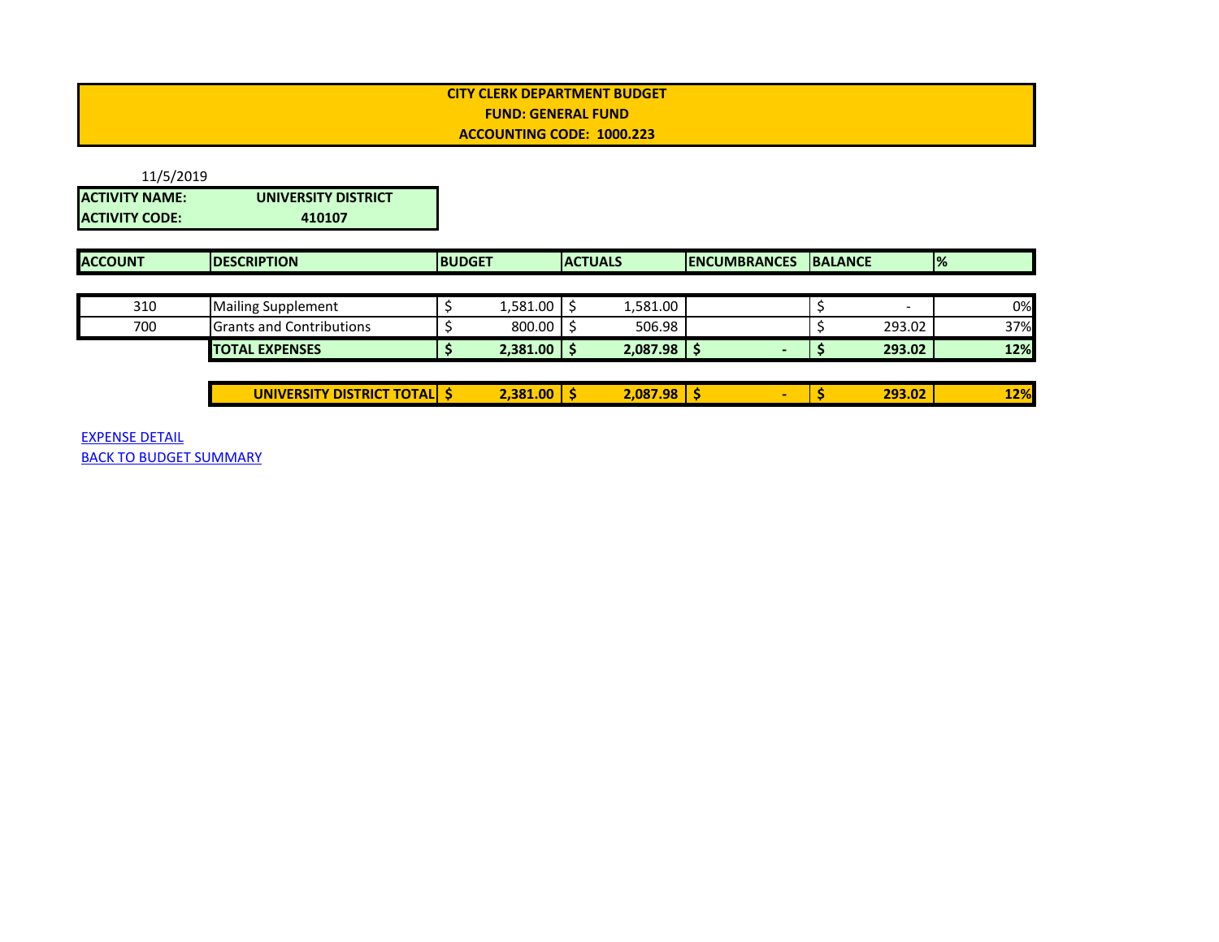**CITY CLERK DEPARTMENT BUDGET**
**FUND: GENERAL FUND**
**ACCOUNTING CODE: 1000.223**

11/5/2019

| | |
|---|---|
| **ACTIVITY NAME:** | **UNIVERSITY DISTRICT** |
| **ACTIVITY CODE:** | **410107** |

| ACCOUNT | DESCRIPTION | BUDGET | ACTUALS | ENCUMBRANCES | BALANCE | % |
|---|---|---|---|---|---|---|
| 310 | Mailing Supplement | $ 1,581.00 | $ 1,581.00 | | $ - | 0% |
| 700 | Grants and Contributions | $ 800.00 | $ 506.98 | | $ 293.02 | 37% |
| | **TOTAL EXPENSES** | **$ 2,381.00** | **$ 2,087.98** | **$ -** | **$ 293.02** | **12%** |
| | **UNIVERSITY DISTRICT TOTAL** | **$ 2,381.00** | **$ 2,087.98** | **$ -** | **$ 293.02** | **12%** |

EXPENSE DETAIL
BACK TO BUDGET SUMMARY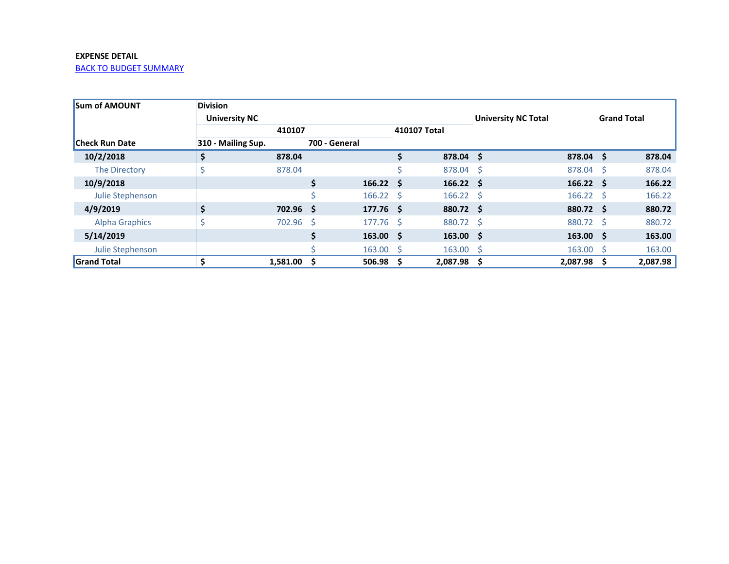**EXPENSE DETAIL**

[BACK TO BUDGET SUMMARY]

| Sum of AMOUNT | Division | | | | |
|---|---|---|---|---|---|
| | University NC | | | University NC Total | Grand Total |
| | 410107 | | 410107 Total | | |
| Check Run Date | 310 - Mailing Sup. | 700 - General | | | |
| **10/2/2018** | **$ 878.04** | | **$ 878.04** | **$ 878.04** | **$ 878.04** |
| The Directory | $ 878.04 | | $ 878.04 | $ 878.04 | $ 878.04 |
| **10/9/2018** | | **$ 166.22** | **$ 166.22** | **$ 166.22** | **$ 166.22** |
| Julie Stephenson | | $ 166.22 | $ 166.22 | $ 166.22 | $ 166.22 |
| **4/9/2019** | **$ 702.96** | **$ 177.76** | **$ 880.72** | **$ 880.72** | **$ 880.72** |
| Alpha Graphics | $ 702.96 | $ 177.76 | $ 880.72 | $ 880.72 | $ 880.72 |
| **5/14/2019** | | **$ 163.00** | **$ 163.00** | **$ 163.00** | **$ 163.00** |
| Julie Stephenson | | $ 163.00 | $ 163.00 | $ 163.00 | $ 163.00 |
| **Grand Total** | **$ 1,581.00** | **$ 506.98** | **$ 2,087.98** | **$ 2,087.98** | **$ 2,087.98** |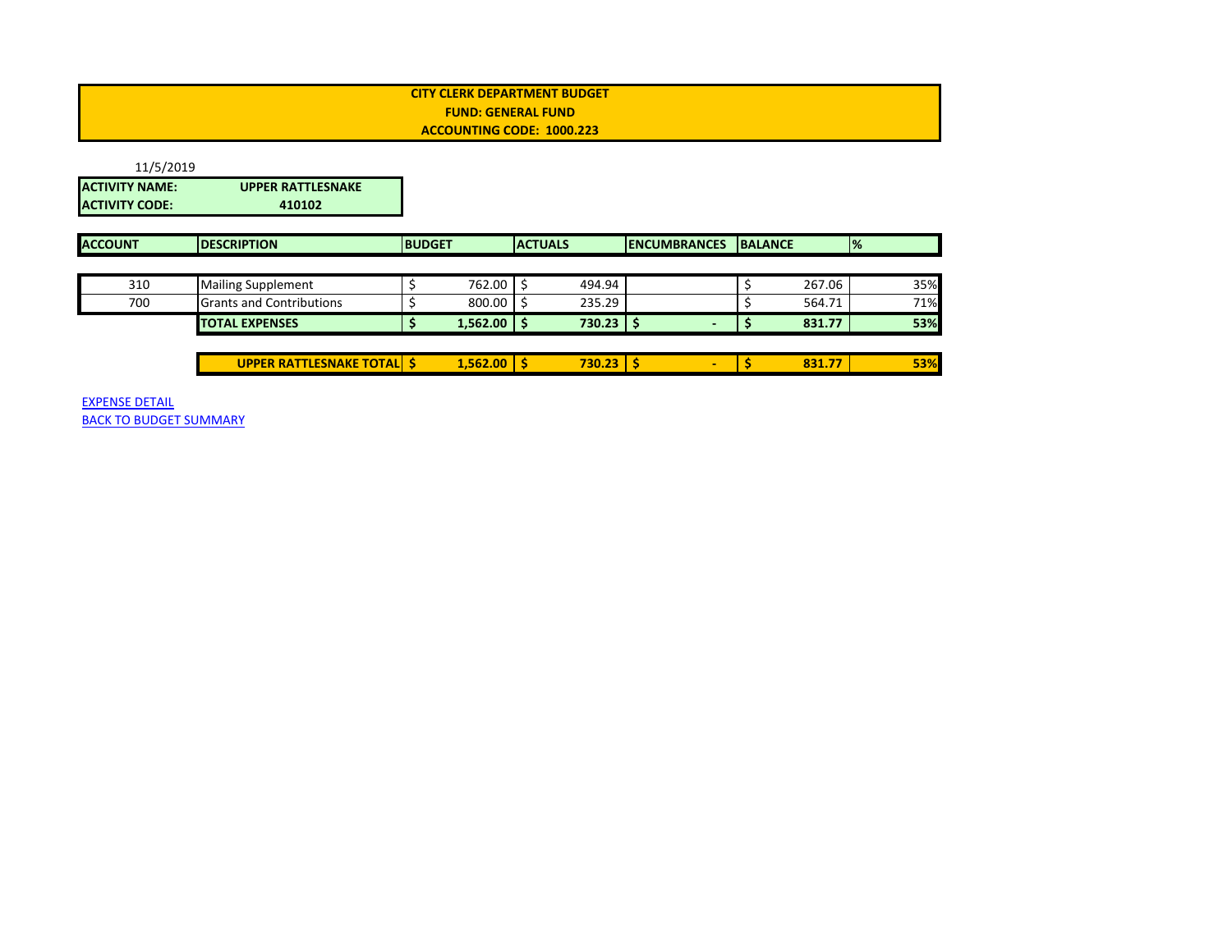**CITY CLERK DEPARTMENT BUDGET**
**FUND: GENERAL FUND**
**ACCOUNTING CODE: 1000.223**

11/5/2019

| | |
|---|---|
| **ACTIVITY NAME:** | **UPPER RATTLESNAKE** |
| **ACTIVITY CODE:** | **410102** |

| ACCOUNT | DESCRIPTION | BUDGET | ACTUALS | ENCUMBRANCES | BALANCE | % |
|---|---|---|---|---|---|---|
| 310 | Mailing Supplement | $ 762.00 | $ 494.94 | | $ 267.06 | 35% |
| 700 | Grants and Contributions | $ 800.00 | $ 235.29 | | $ 564.71 | 71% |
| | **TOTAL EXPENSES** | **$ 1,562.00** | **$ 730.23** | **$ -** | **$ 831.77** | **53%** |
| | **UPPER RATTLESNAKE TOTAL** | **$ 1,562.00** | **$ 730.23** | **$ -** | **$ 831.77** | **53%** |

EXPENSE DETAIL
BACK TO BUDGET SUMMARY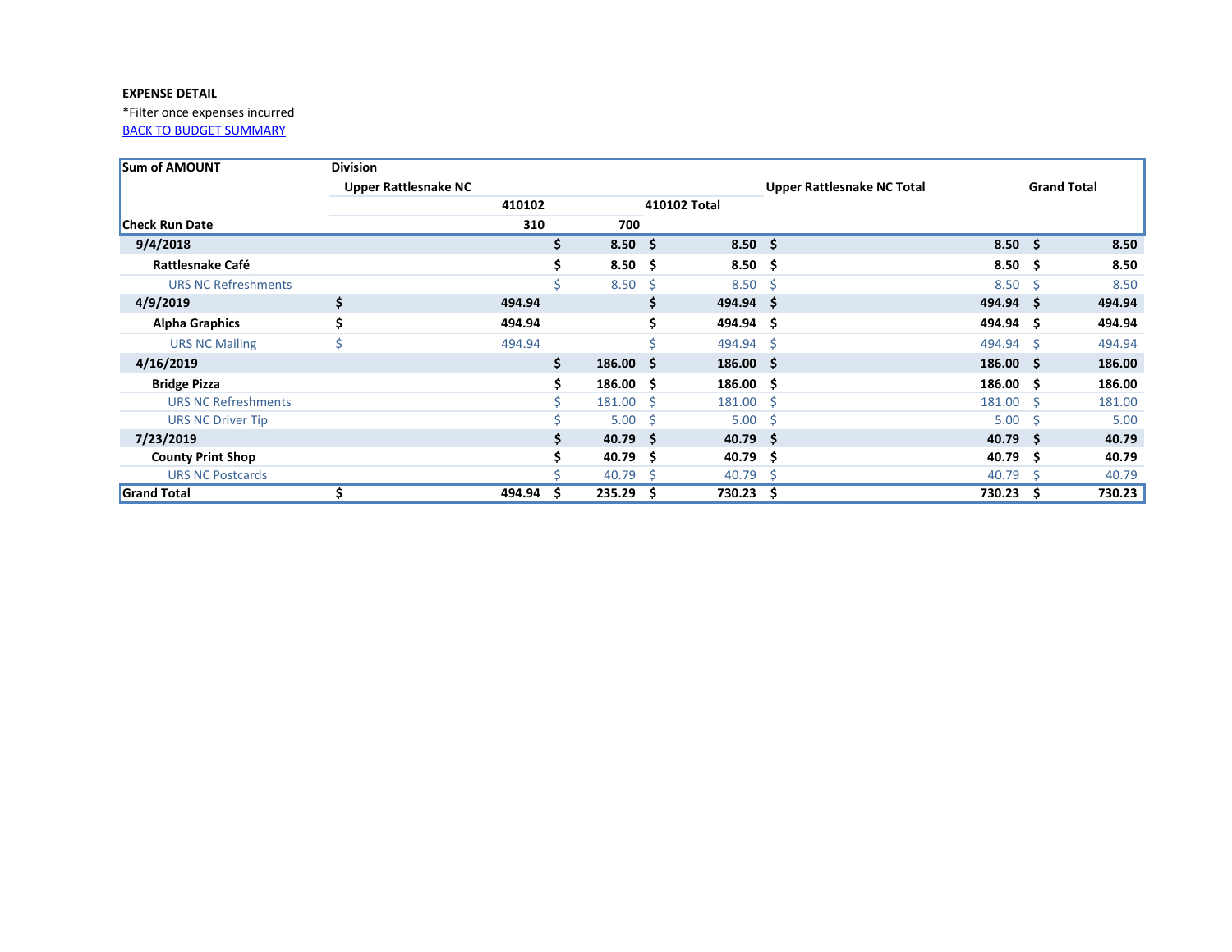**EXPENSE DETAIL**

*Filter once expenses incurred

BACK TO BUDGET SUMMARY

| Sum of AMOUNT | Division | | | | |
|---|---|---|---|---|---|
| | Upper Rattlesnake NC | | | Upper Rattlesnake NC Total | Grand Total |
| | 410102 | | 410102 Total | | |
| Check Run Date | 310 | 700 | | | |
| **9/4/2018** | | **$ 8.50** | **$ 8.50** | **$ 8.50** | **$ 8.50** |
| **Rattlesnake Café** | | **$ 8.50** | **$ 8.50** | **$ 8.50** | **$ 8.50** |
| URS NC Refreshments | | $ 8.50 | $ 8.50 | $ 8.50 | $ 8.50 |
| **4/9/2019** | **$ 494.94** | | **$ 494.94** | **$ 494.94** | **$ 494.94** |
| **Alpha Graphics** | **$ 494.94** | | **$ 494.94** | **$ 494.94** | **$ 494.94** |
| URS NC Mailing | $ 494.94 | | $ 494.94 | $ 494.94 | $ 494.94 |
| **4/16/2019** | | **$ 186.00** | **$ 186.00** | **$ 186.00** | **$ 186.00** |
| **Bridge Pizza** | | **$ 186.00** | **$ 186.00** | **$ 186.00** | **$ 186.00** |
| URS NC Refreshments | | $ 181.00 | $ 181.00 | $ 181.00 | $ 181.00 |
| URS NC Driver Tip | | $ 5.00 | $ 5.00 | $ 5.00 | $ 5.00 |
| **7/23/2019** | | **$ 40.79** | **$ 40.79** | **$ 40.79** | **$ 40.79** |
| **County Print Shop** | | **$ 40.79** | **$ 40.79** | **$ 40.79** | **$ 40.79** |
| URS NC Postcards | | $ 40.79 | $ 40.79 | $ 40.79 | $ 40.79 |
| **Grand Total** | **$ 494.94** | **$ 235.29** | **$ 730.23** | **$ 730.23** | **$ 730.23** |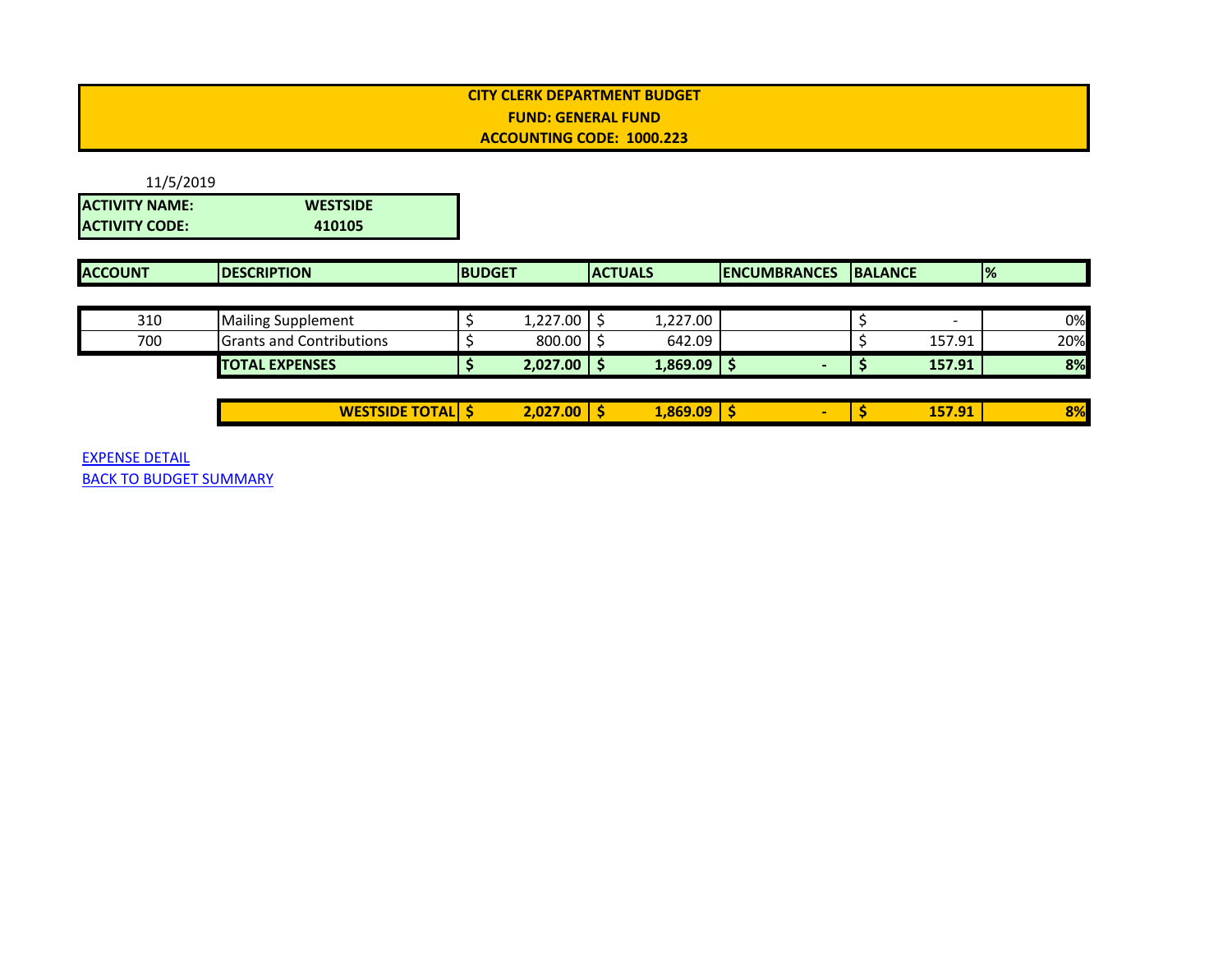**CITY CLERK DEPARTMENT BUDGET**
**FUND: GENERAL FUND**
**ACCOUNTING CODE: 1000.223**

11/5/2019

| **ACTIVITY NAME:** | **WESTSIDE** |
|---|---|
| **ACTIVITY CODE:** | **410105** |

| ACCOUNT | DESCRIPTION | BUDGET | ACTUALS | ENCUMBRANCES | BALANCE | % |
|---|---|---|---|---|---|---|
| 310 | Mailing Supplement | $ 1,227.00 | $ 1,227.00 | | $ - | 0% |
| 700 | Grants and Contributions | $ 800.00 | $ 642.09 | | $ 157.91 | 20% |
| | **TOTAL EXPENSES** | **$ 2,027.00** | **$ 1,869.09** | **$ -** | **$ 157.91** | **8%** |
| | **WESTSIDE TOTAL** | **$ 2,027.00** | **$ 1,869.09** | **$ -** | **$ 157.91** | **8%** |

EXPENSE DETAIL
BACK TO BUDGET SUMMARY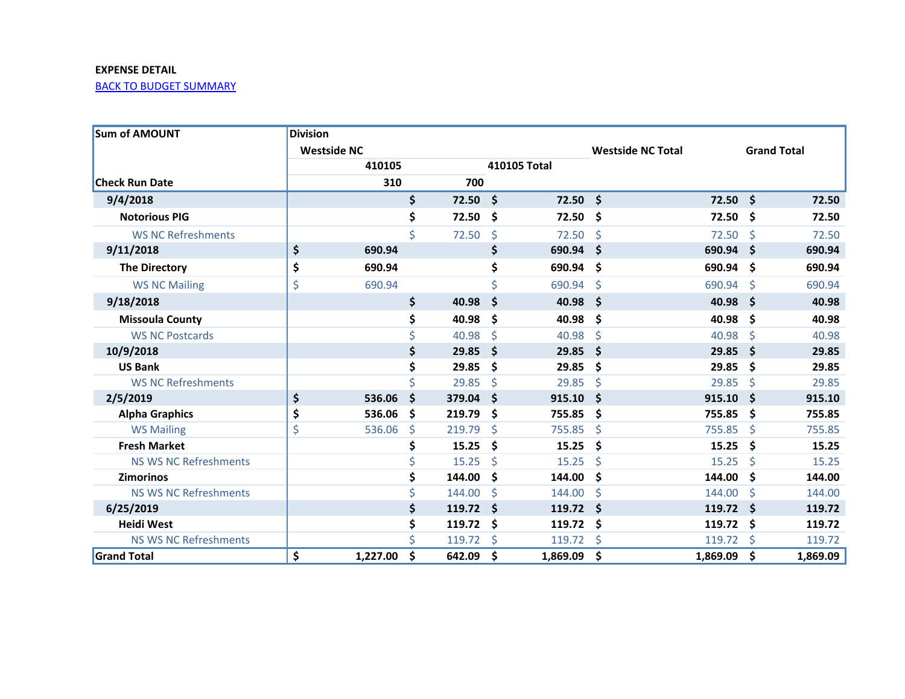**EXPENSE DETAIL**

BACK TO BUDGET SUMMARY

| Sum of AMOUNT | Division | | | | |
|---|---|---|---|---|---|
| | Westside NC | | | Westside NC Total | Grand Total |
| | 410105 | | 410105 Total | | |
| Check Run Date | 310 | 700 | | | |
| **9/4/2018** | | $ 72.50 | $ 72.50 | $ 72.50 | $ 72.50 |
| **Notorious PIG** | | $ 72.50 | $ 72.50 | $ 72.50 | $ 72.50 |
| WS NC Refreshments | | $ 72.50 | $ 72.50 | $ 72.50 | $ 72.50 |
| **9/11/2018** | $ 690.94 | | $ 690.94 | $ 690.94 | $ 690.94 |
| **The Directory** | $ 690.94 | | $ 690.94 | $ 690.94 | $ 690.94 |
| WS NC Mailing | $ 690.94 | | $ 690.94 | $ 690.94 | $ 690.94 |
| **9/18/2018** | | $ 40.98 | $ 40.98 | $ 40.98 | $ 40.98 |
| **Missoula County** | | $ 40.98 | $ 40.98 | $ 40.98 | $ 40.98 |
| WS NC Postcards | | $ 40.98 | $ 40.98 | $ 40.98 | $ 40.98 |
| **10/9/2018** | | $ 29.85 | $ 29.85 | $ 29.85 | $ 29.85 |
| **US Bank** | | $ 29.85 | $ 29.85 | $ 29.85 | $ 29.85 |
| WS NC Refreshments | | $ 29.85 | $ 29.85 | $ 29.85 | $ 29.85 |
| **2/5/2019** | $ 536.06 | $ 379.04 | $ 915.10 | $ 915.10 | $ 915.10 |
| **Alpha Graphics** | $ 536.06 | $ 219.79 | $ 755.85 | $ 755.85 | $ 755.85 |
| WS Mailing | $ 536.06 | $ 219.79 | $ 755.85 | $ 755.85 | $ 755.85 |
| **Fresh Market** | | $ 15.25 | $ 15.25 | $ 15.25 | $ 15.25 |
| NS WS NC Refreshments | | $ 15.25 | $ 15.25 | $ 15.25 | $ 15.25 |
| **Zimorinos** | | $ 144.00 | $ 144.00 | $ 144.00 | $ 144.00 |
| NS WS NC Refreshments | | $ 144.00 | $ 144.00 | $ 144.00 | $ 144.00 |
| **6/25/2019** | | $ 119.72 | $ 119.72 | $ 119.72 | $ 119.72 |
| **Heidi West** | | $ 119.72 | $ 119.72 | $ 119.72 | $ 119.72 |
| NS WS NC Refreshments | | $ 119.72 | $ 119.72 | $ 119.72 | $ 119.72 |
| **Grand Total** | $ 1,227.00 | $ 642.09 | $ 1,869.09 | $ 1,869.09 | $ 1,869.09 |